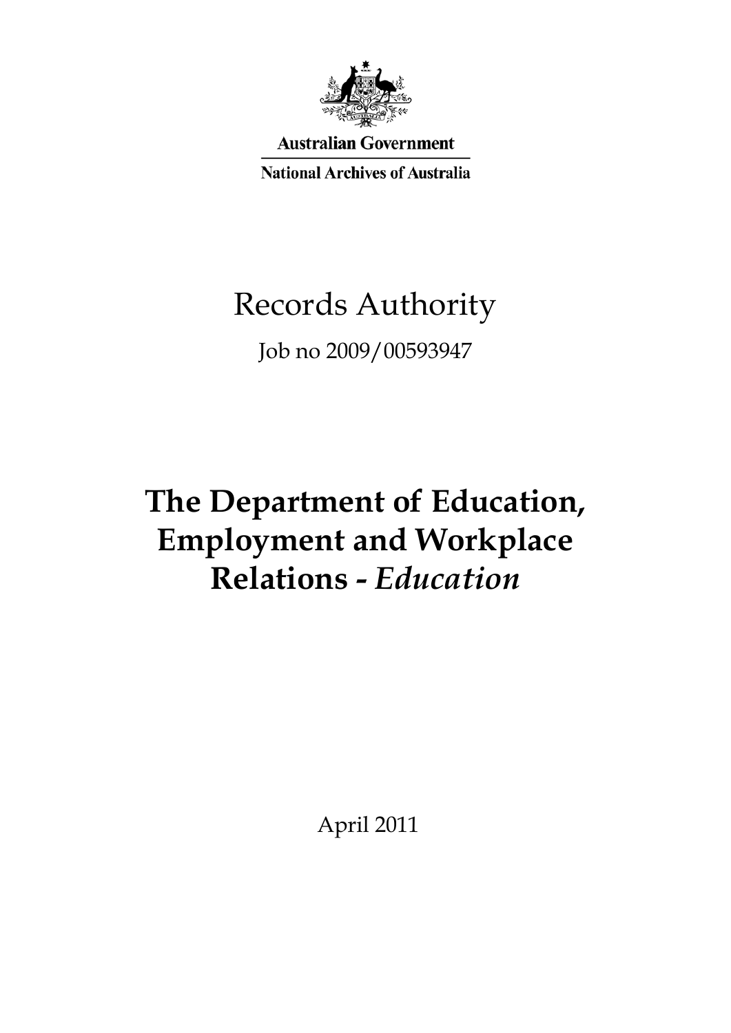Australian Government

National Archives of Australia

# Records Authority

Job no 2009/00593947

# The Department of Education, Employment and Workplace Relations - *Education*

April 2011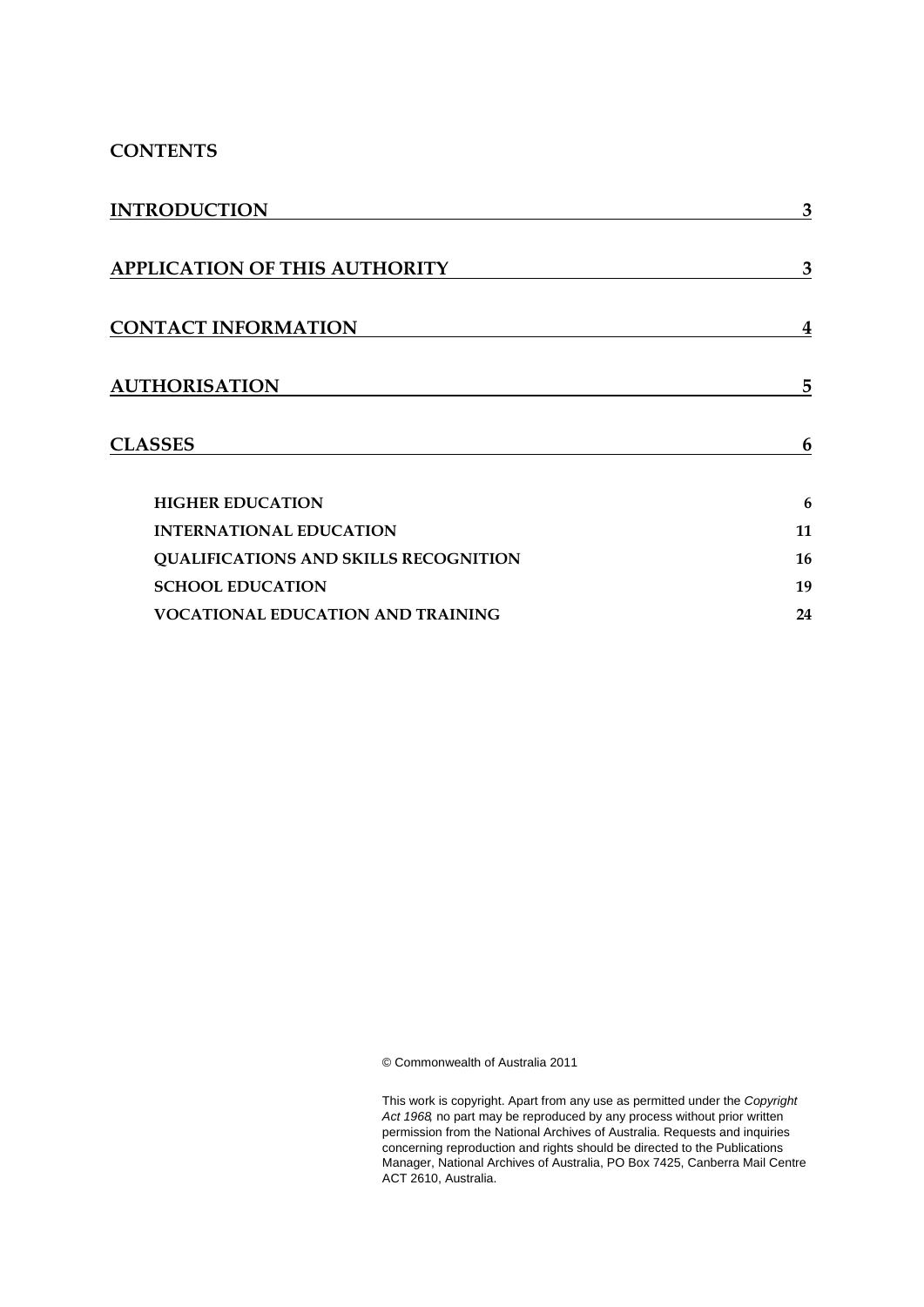## CONTENTS

| | |
|---|---|
| **INTRODUCTION** | **3** |
| **APPLICATION OF THIS AUTHORITY** | **3** |
| **CONTACT INFORMATION** | **4** |
| **AUTHORISATION** | **5** |
| **CLASSES** | **6** |
| **HIGHER EDUCATION** | **6** |
| **INTERNATIONAL EDUCATION** | **11** |
| **QUALIFICATIONS AND SKILLS RECOGNITION** | **16** |
| **SCHOOL EDUCATION** | **19** |
| **VOCATIONAL EDUCATION AND TRAINING** | **24** |

© Commonwealth of Australia 2011

This work is copyright. Apart from any use as permitted under the *Copyright Act 1968*, no part may be reproduced by any process without prior written permission from the National Archives of Australia. Requests and inquiries concerning reproduction and rights should be directed to the Publications Manager, National Archives of Australia, PO Box 7425, Canberra Mail Centre ACT 2610, Australia.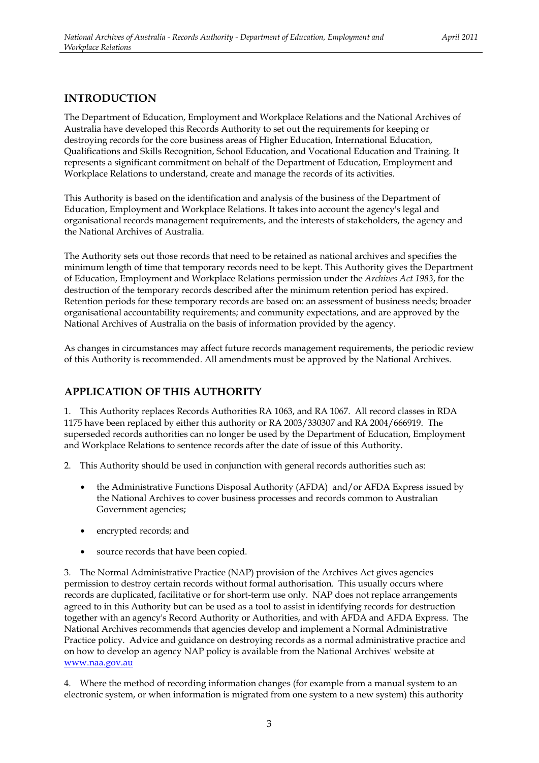## INTRODUCTION

The Department of Education, Employment and Workplace Relations and the National Archives of Australia have developed this Records Authority to set out the requirements for keeping or destroying records for the core business areas of Higher Education, International Education, Qualifications and Skills Recognition, School Education, and Vocational Education and Training. It represents a significant commitment on behalf of the Department of Education, Employment and Workplace Relations to understand, create and manage the records of its activities.

This Authority is based on the identification and analysis of the business of the Department of Education, Employment and Workplace Relations. It takes into account the agency's legal and organisational records management requirements, and the interests of stakeholders, the agency and the National Archives of Australia.

The Authority sets out those records that need to be retained as national archives and specifies the minimum length of time that temporary records need to be kept. This Authority gives the Department of Education, Employment and Workplace Relations permission under the *Archives Act 1983*, for the destruction of the temporary records described after the minimum retention period has expired. Retention periods for these temporary records are based on: an assessment of business needs; broader organisational accountability requirements; and community expectations, and are approved by the National Archives of Australia on the basis of information provided by the agency.

As changes in circumstances may affect future records management requirements, the periodic review of this Authority is recommended. All amendments must be approved by the National Archives.

## APPLICATION OF THIS AUTHORITY

1. This Authority replaces Records Authorities RA 1063, and RA 1067. All record classes in RDA 1175 have been replaced by either this authority or RA 2003/330307 and RA 2004/666919. The superseded records authorities can no longer be used by the Department of Education, Employment and Workplace Relations to sentence records after the date of issue of this Authority.

2. This Authority should be used in conjunction with general records authorities such as:

   - the Administrative Functions Disposal Authority (AFDA) and/or AFDA Express issued by the National Archives to cover business processes and records common to Australian Government agencies;
   - encrypted records; and
   - source records that have been copied.

3. The Normal Administrative Practice (NAP) provision of the Archives Act gives agencies permission to destroy certain records without formal authorisation. This usually occurs where records are duplicated, facilitative or for short-term use only. NAP does not replace arrangements agreed to in this Authority but can be used as a tool to assist in identifying records for destruction together with an agency's Record Authority or Authorities, and with AFDA and AFDA Express. The National Archives recommends that agencies develop and implement a Normal Administrative Practice policy. Advice and guidance on destroying records as a normal administrative practice and on how to develop an agency NAP policy is available from the National Archives' website at www.naa.gov.au

4. Where the method of recording information changes (for example from a manual system to an electronic system, or when information is migrated from one system to a new system) this authority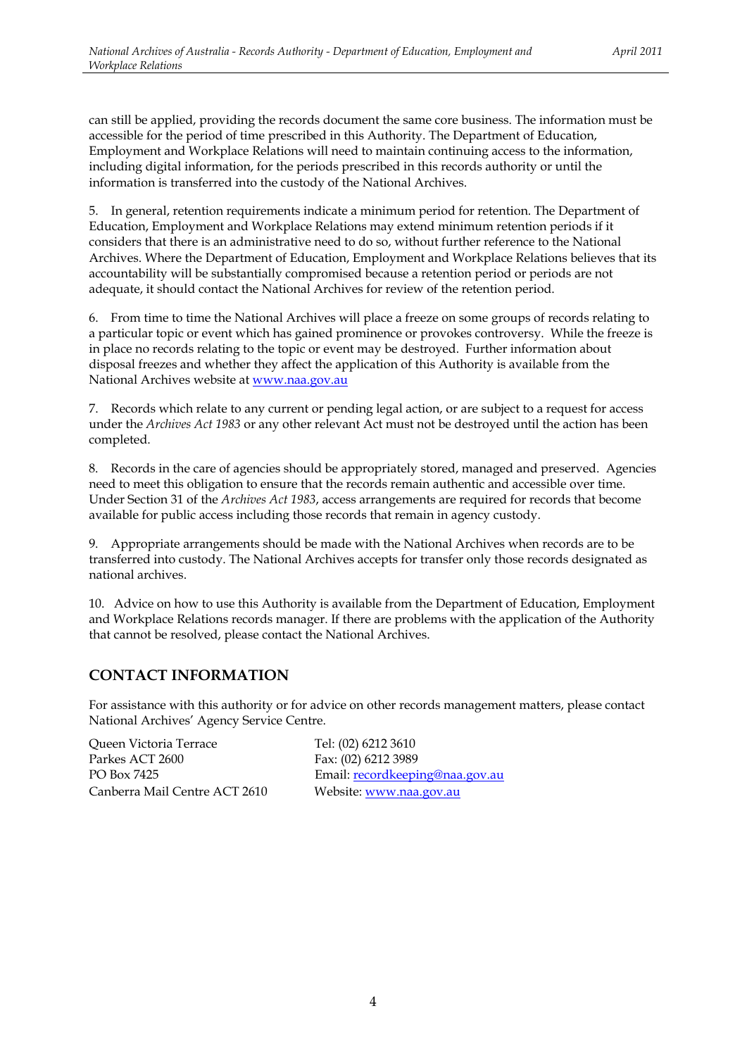can still be applied, providing the records document the same core business. The information must be accessible for the period of time prescribed in this Authority. The Department of Education, Employment and Workplace Relations will need to maintain continuing access to the information, including digital information, for the periods prescribed in this records authority or until the information is transferred into the custody of the National Archives.

5. In general, retention requirements indicate a minimum period for retention. The Department of Education, Employment and Workplace Relations may extend minimum retention periods if it considers that there is an administrative need to do so, without further reference to the National Archives. Where the Department of Education, Employment and Workplace Relations believes that its accountability will be substantially compromised because a retention period or periods are not adequate, it should contact the National Archives for review of the retention period.

6. From time to time the National Archives will place a freeze on some groups of records relating to a particular topic or event which has gained prominence or provokes controversy. While the freeze is in place no records relating to the topic or event may be destroyed. Further information about disposal freezes and whether they affect the application of this Authority is available from the National Archives website at [www.naa.gov.au](http://www.naa.gov.au)

7. Records which relate to any current or pending legal action, or are subject to a request for access under the *Archives Act 1983* or any other relevant Act must not be destroyed until the action has been completed.

8. Records in the care of agencies should be appropriately stored, managed and preserved. Agencies need to meet this obligation to ensure that the records remain authentic and accessible over time. Under Section 31 of the *Archives Act 1983*, access arrangements are required for records that become available for public access including those records that remain in agency custody.

9. Appropriate arrangements should be made with the National Archives when records are to be transferred into custody. The National Archives accepts for transfer only those records designated as national archives.

10. Advice on how to use this Authority is available from the Department of Education, Employment and Workplace Relations records manager. If there are problems with the application of the Authority that cannot be resolved, please contact the National Archives.

## CONTACT INFORMATION

For assistance with this authority or for advice on other records management matters, please contact National Archives' Agency Service Centre.

Queen Victoria Terrace
Parkes ACT 2600
PO Box 7425
Canberra Mail Centre ACT 2610

Tel: (02) 6212 3610
Fax: (02) 6212 3989
Email: [recordkeeping@naa.gov.au](mailto:recordkeeping@naa.gov.au)
Website: [www.naa.gov.au](http://www.naa.gov.au)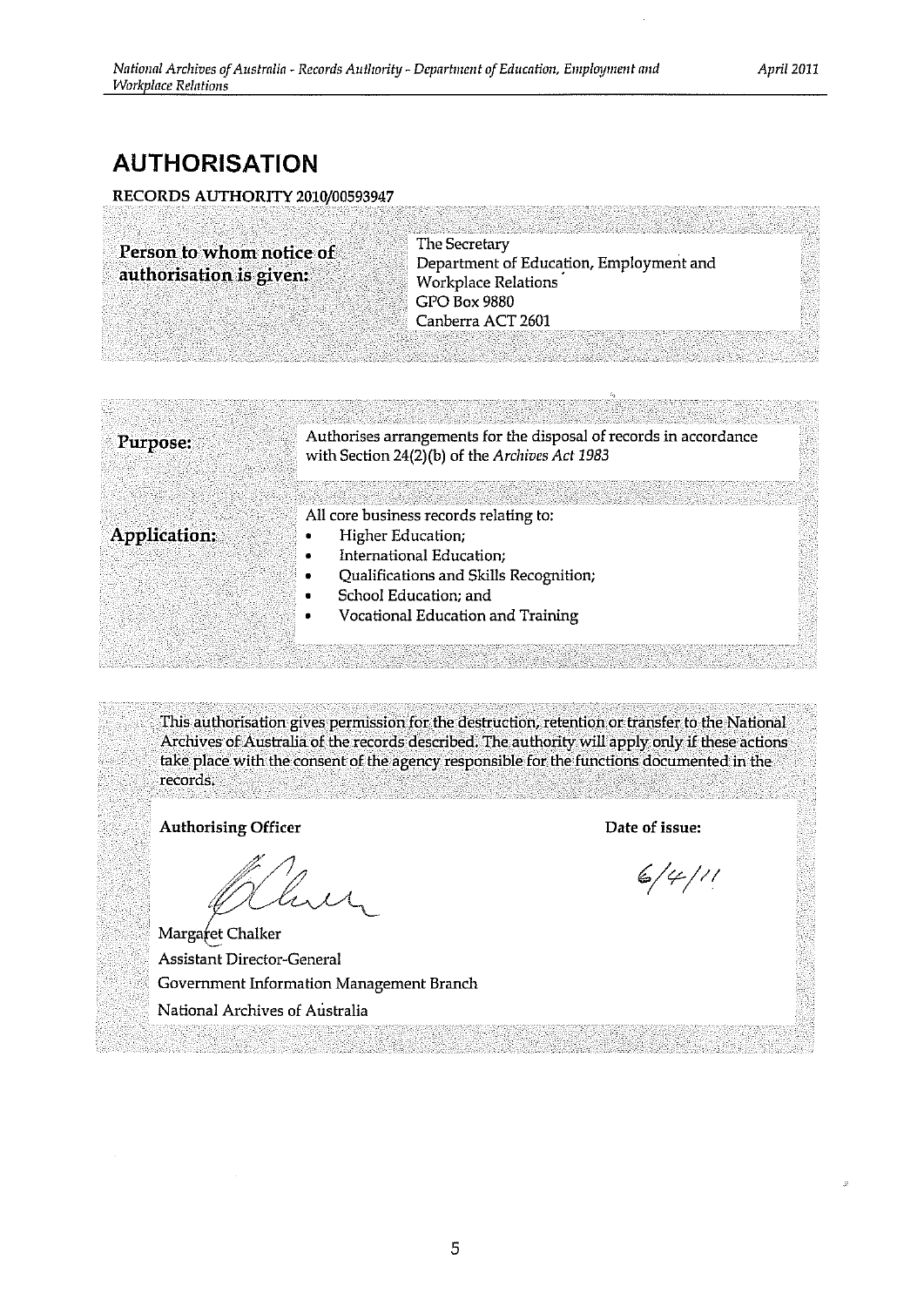# AUTHORISATION

**RECORDS AUTHORITY 2010/00593947**

| | |
|---|---|
| **Person to whom notice of authorisation is given:** | The Secretary<br>Department of Education, Employment and Workplace Relations<br>GPO Box 9880<br>Canberra ACT 2601 |

| | |
|---|---|
| **Purpose:** | Authorises arrangements for the disposal of records in accordance with Section 24(2)(b) of the *Archives Act 1983* |
| **Application:** | All core business records relating to:<br>• Higher Education;<br>• International Education;<br>• Qualifications and Skills Recognition;<br>• School Education; and<br>• Vocational Education and Training |

This authorisation gives permission for the destruction, retention or transfer to the National Archives of Australia of the records described. The authority will apply only if these actions take place with the consent of the agency responsible for the functions documented in the records.

**Authorising Officer**

Margaret Chalker
Assistant Director-General
Government Information Management Branch
National Archives of Australia

**Date of issue:**

6/4/11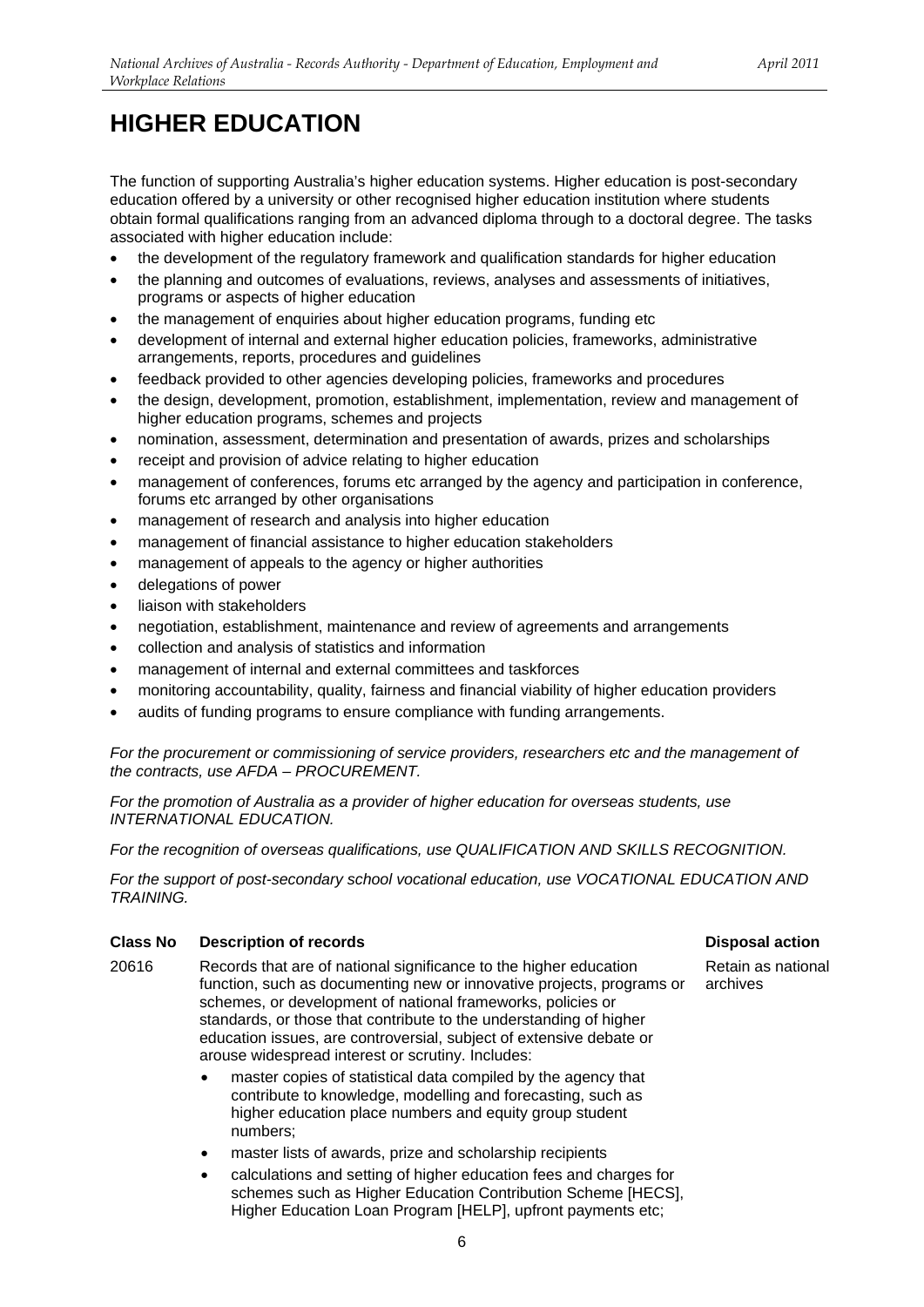# HIGHER EDUCATION

The function of supporting Australia's higher education systems. Higher education is post-secondary education offered by a university or other recognised higher education institution where students obtain formal qualifications ranging from an advanced diploma through to a doctoral degree. The tasks associated with higher education include:

- the development of the regulatory framework and qualification standards for higher education
- the planning and outcomes of evaluations, reviews, analyses and assessments of initiatives, programs or aspects of higher education
- the management of enquiries about higher education programs, funding etc
- development of internal and external higher education policies, frameworks, administrative arrangements, reports, procedures and guidelines
- feedback provided to other agencies developing policies, frameworks and procedures
- the design, development, promotion, establishment, implementation, review and management of higher education programs, schemes and projects
- nomination, assessment, determination and presentation of awards, prizes and scholarships
- receipt and provision of advice relating to higher education
- management of conferences, forums etc arranged by the agency and participation in conference, forums etc arranged by other organisations
- management of research and analysis into higher education
- management of financial assistance to higher education stakeholders
- management of appeals to the agency or higher authorities
- delegations of power
- liaison with stakeholders
- negotiation, establishment, maintenance and review of agreements and arrangements
- collection and analysis of statistics and information
- management of internal and external committees and taskforces
- monitoring accountability, quality, fairness and financial viability of higher education providers
- audits of funding programs to ensure compliance with funding arrangements.

*For the procurement or commissioning of service providers, researchers etc and the management of the contracts, use AFDA – PROCUREMENT.*

*For the promotion of Australia as a provider of higher education for overseas students, use INTERNATIONAL EDUCATION.*

*For the recognition of overseas qualifications, use QUALIFICATION AND SKILLS RECOGNITION.*

*For the support of post-secondary school vocational education, use VOCATIONAL EDUCATION AND TRAINING.*

| Class No | Description of records | Disposal action |
| --- | --- | --- |
| 20616 | Records that are of national significance to the higher education function, such as documenting new or innovative projects, programs or schemes, or development of national frameworks, policies or standards, or those that contribute to the understanding of higher education issues, are controversial, subject of extensive debate or arouse widespread interest or scrutiny. Includes:<br>• master copies of statistical data compiled by the agency that contribute to knowledge, modelling and forecasting, such as higher education place numbers and equity group student numbers;<br>• master lists of awards, prize and scholarship recipients<br>• calculations and setting of higher education fees and charges for schemes such as Higher Education Contribution Scheme [HECS], Higher Education Loan Program [HELP], upfront payments etc; | Retain as national archives |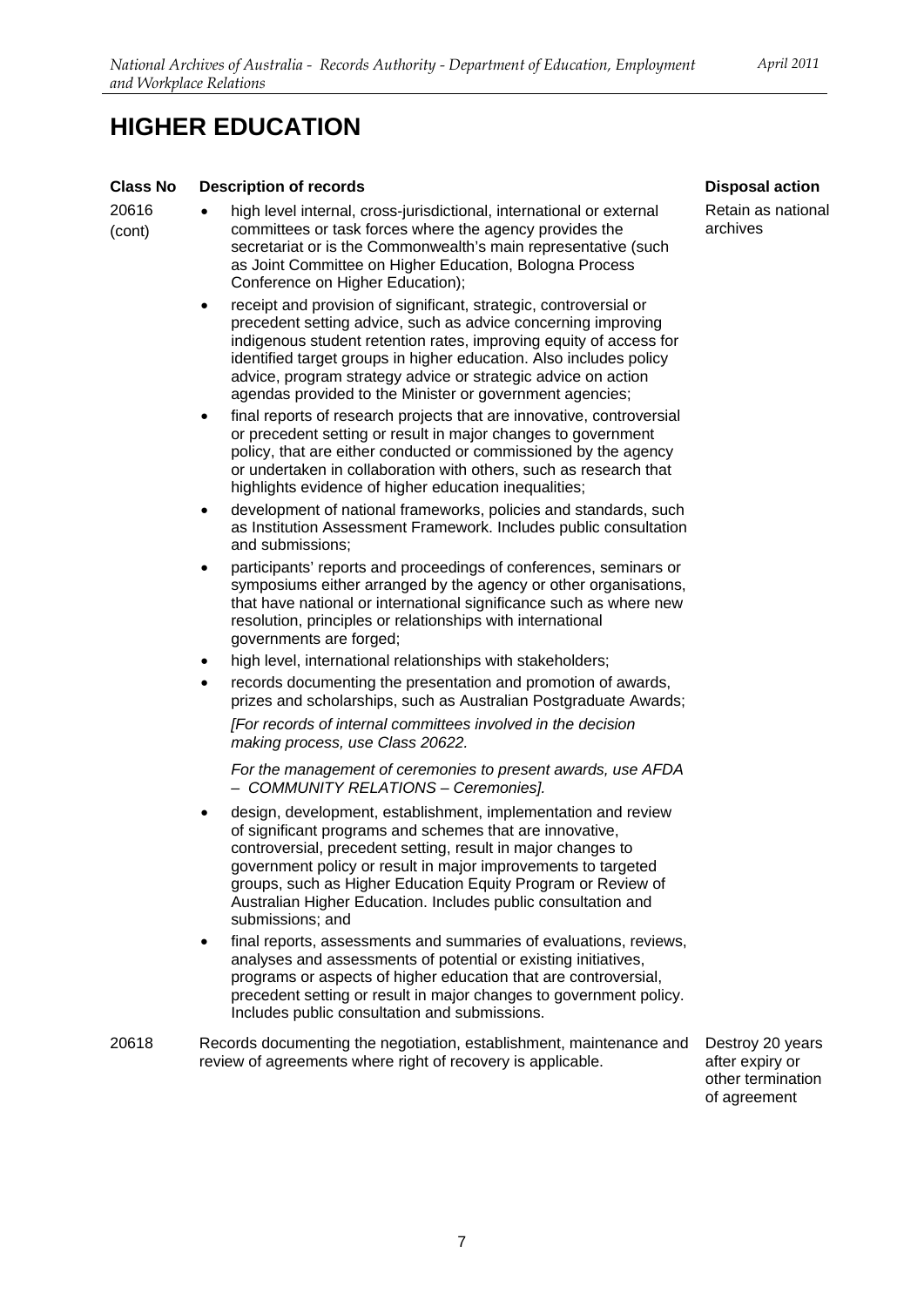# HIGHER EDUCATION

| Class No | Description of records | Disposal action |
|---|---|---|
| 20616 (cont) | • high level internal, cross-jurisdictional, international or external committees or task forces where the agency provides the secretariat or is the Commonwealth's main representative (such as Joint Committee on Higher Education, Bologna Process Conference on Higher Education);<br>• receipt and provision of significant, strategic, controversial or precedent setting advice, such as advice concerning improving indigenous student retention rates, improving equity of access for identified target groups in higher education. Also includes policy advice, program strategy advice or strategic advice on action agendas provided to the Minister or government agencies;<br>• final reports of research projects that are innovative, controversial or precedent setting or result in major changes to government policy, that are either conducted or commissioned by the agency or undertaken in collaboration with others, such as research that highlights evidence of higher education inequalities;<br>• development of national frameworks, policies and standards, such as Institution Assessment Framework. Includes public consultation and submissions;<br>• participants' reports and proceedings of conferences, seminars or symposiums either arranged by the agency or other organisations, that have national or international significance such as where new resolution, principles or relationships with international governments are forged;<br>• high level, international relationships with stakeholders;<br>• records documenting the presentation and promotion of awards, prizes and scholarships, such as Australian Postgraduate Awards;<br>*[For records of internal committees involved in the decision making process, use Class 20622.*<br>*For the management of ceremonies to present awards, use AFDA – COMMUNITY RELATIONS – Ceremonies].*<br>• design, development, establishment, implementation and review of significant programs and schemes that are innovative, controversial, precedent setting, result in major changes to government policy or result in major improvements to targeted groups, such as Higher Education Equity Program or Review of Australian Higher Education. Includes public consultation and submissions; and<br>• final reports, assessments and summaries of evaluations, reviews, analyses and assessments of potential or existing initiatives, programs or aspects of higher education that are controversial, precedent setting or result in major changes to government policy. Includes public consultation and submissions. | Retain as national archives |
| 20618 | Records documenting the negotiation, establishment, maintenance and review of agreements where right of recovery is applicable. | Destroy 20 years after expiry or other termination of agreement |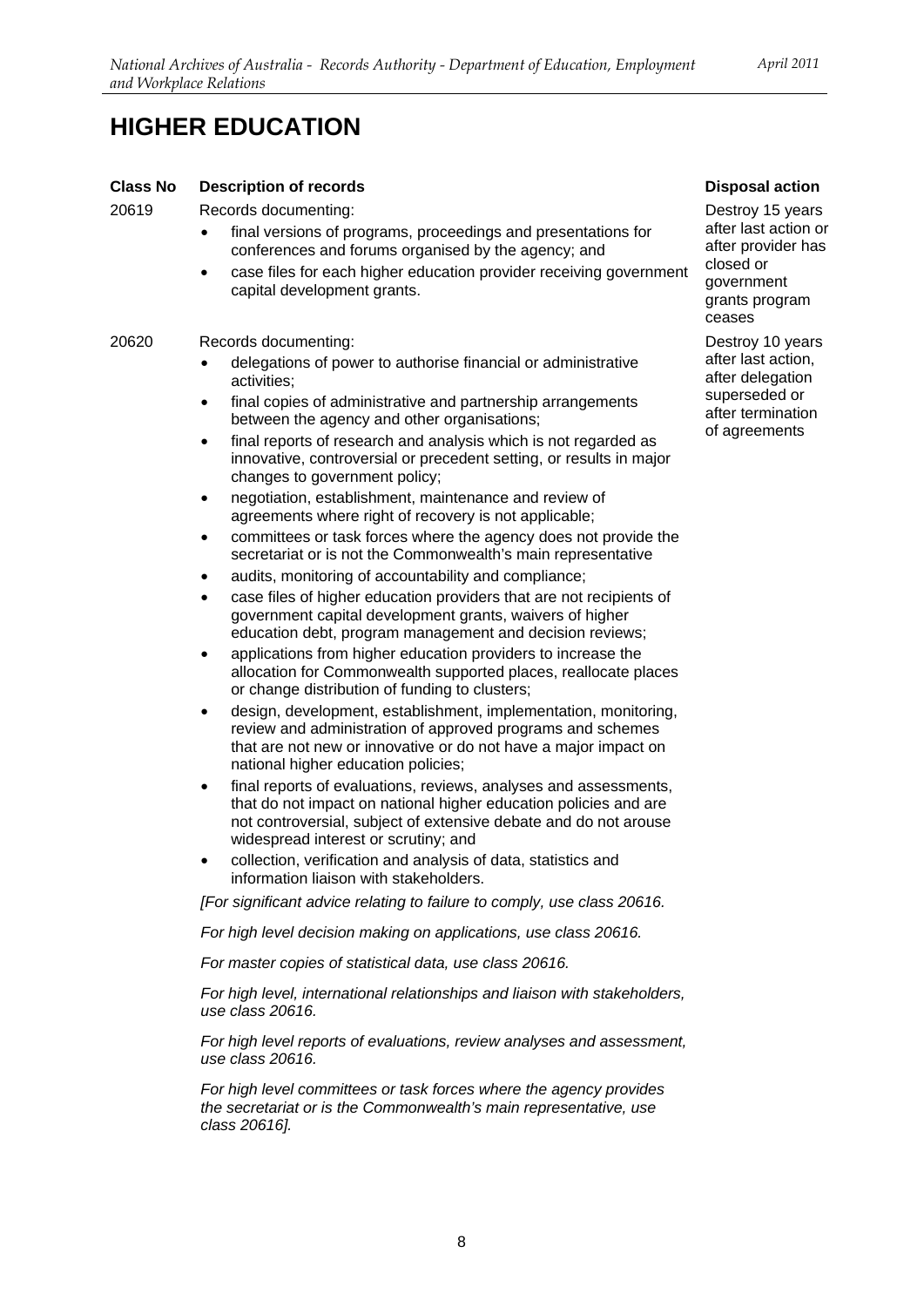# HIGHER EDUCATION

| Class No | Description of records | Disposal action |
|---|---|---|
| 20619 | Records documenting:<br>• final versions of programs, proceedings and presentations for conferences and forums organised by the agency; and<br>• case files for each higher education provider receiving government capital development grants. | Destroy 15 years after last action or after provider has closed or government grants program ceases |
| 20620 | Records documenting:<br>• delegations of power to authorise financial or administrative activities;<br>• final copies of administrative and partnership arrangements between the agency and other organisations;<br>• final reports of research and analysis which is not regarded as innovative, controversial or precedent setting, or results in major changes to government policy;<br>• negotiation, establishment, maintenance and review of agreements where right of recovery is not applicable;<br>• committees or task forces where the agency does not provide the secretariat or is not the Commonwealth's main representative<br>• audits, monitoring of accountability and compliance;<br>• case files of higher education providers that are not recipients of government capital development grants, waivers of higher education debt, program management and decision reviews;<br>• applications from higher education providers to increase the allocation for Commonwealth supported places, reallocate places or change distribution of funding to clusters;<br>• design, development, establishment, implementation, monitoring, review and administration of approved programs and schemes that are not new or innovative or do not have a major impact on national higher education policies;<br>• final reports of evaluations, reviews, analyses and assessments, that do not impact on national higher education policies and are not controversial, subject of extensive debate and do not arouse widespread interest or scrutiny; and<br>• collection, verification and analysis of data, statistics and information liaison with stakeholders.<br><br>*[For significant advice relating to failure to comply, use class 20616.*<br><br>*For high level decision making on applications, use class 20616.*<br><br>*For master copies of statistical data, use class 20616.*<br><br>*For high level, international relationships and liaison with stakeholders, use class 20616.*<br><br>*For high level reports of evaluations, review analyses and assessment, use class 20616.*<br><br>*For high level committees or task forces where the agency provides the secretariat or is the Commonwealth's main representative, use class 20616].* | Destroy 10 years after last action, after delegation superseded or after termination of agreements |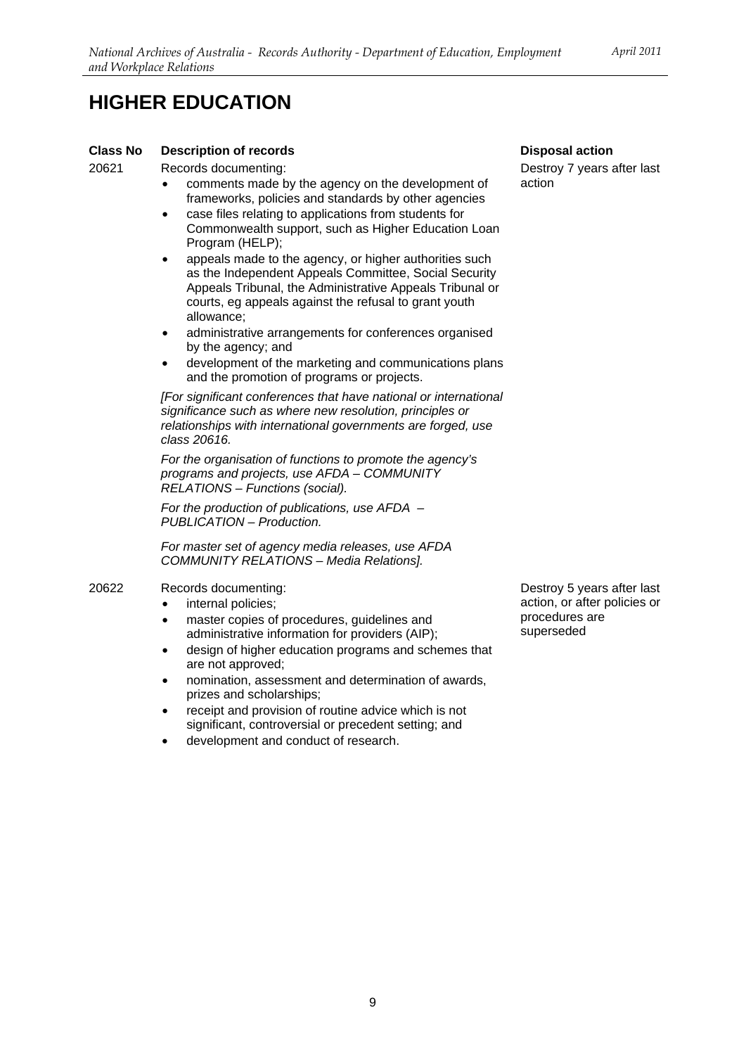# HIGHER EDUCATION

| Class No | Description of records | Disposal action |
|---|---|---|
| 20621 | Records documenting:<br>• comments made by the agency on the development of frameworks, policies and standards by other agencies<br>• case files relating to applications from students for Commonwealth support, such as Higher Education Loan Program (HELP);<br>• appeals made to the agency, or higher authorities such as the Independent Appeals Committee, Social Security Appeals Tribunal, the Administrative Appeals Tribunal or courts, eg appeals against the refusal to grant youth allowance;<br>• administrative arrangements for conferences organised by the agency; and<br>• development of the marketing and communications plans and the promotion of programs or projects.<br><br>*[For significant conferences that have national or international significance such as where new resolution, principles or relationships with international governments are forged, use class 20616.*<br><br>*For the organisation of functions to promote the agency's programs and projects, use AFDA – COMMUNITY RELATIONS – Functions (social).*<br><br>*For the production of publications, use AFDA – PUBLICATION – Production.*<br><br>*For master set of agency media releases, use AFDA COMMUNITY RELATIONS – Media Relations].* | Destroy 7 years after last action |
| 20622 | Records documenting:<br>• internal policies;<br>• master copies of procedures, guidelines and administrative information for providers (AIP);<br>• design of higher education programs and schemes that are not approved;<br>• nomination, assessment and determination of awards, prizes and scholarships;<br>• receipt and provision of routine advice which is not significant, controversial or precedent setting; and<br>• development and conduct of research. | Destroy 5 years after last action, or after policies or procedures are superseded |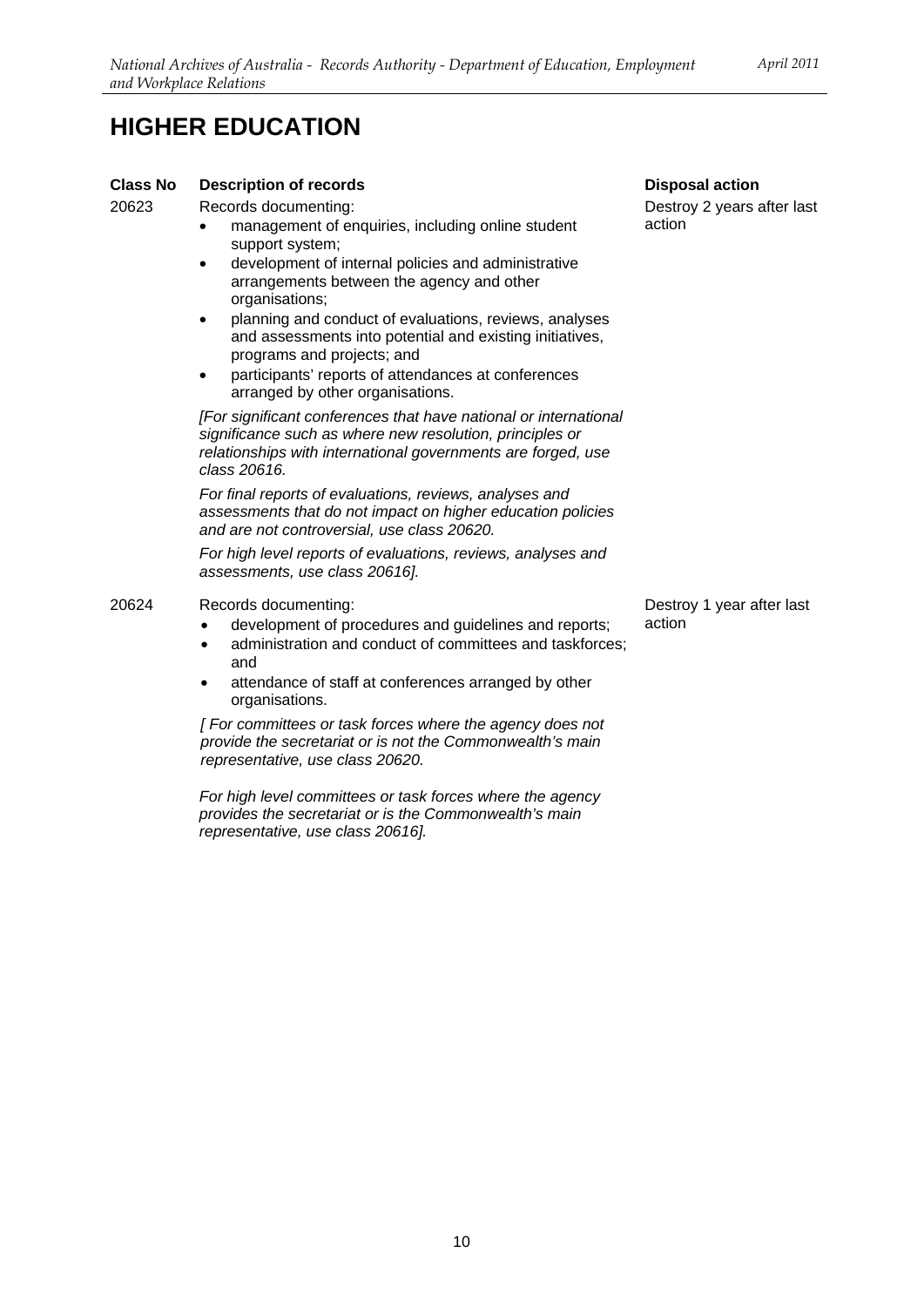# HIGHER EDUCATION

| Class No | Description of records | Disposal action |
| --- | --- | --- |
| 20623 | Records documenting:<br>• management of enquiries, including online student support system;<br>• development of internal policies and administrative arrangements between the agency and other organisations;<br>• planning and conduct of evaluations, reviews, analyses and assessments into potential and existing initiatives, programs and projects; and<br>• participants' reports of attendances at conferences arranged by other organisations.<br><br>*[For significant conferences that have national or international significance such as where new resolution, principles or relationships with international governments are forged, use class 20616.*<br><br>*For final reports of evaluations, reviews, analyses and assessments that do not impact on higher education policies and are not controversial, use class 20620.*<br><br>*For high level reports of evaluations, reviews, analyses and assessments, use class 20616].* | Destroy 2 years after last action |
| 20624 | Records documenting:<br>• development of procedures and guidelines and reports;<br>• administration and conduct of committees and taskforces; and<br>• attendance of staff at conferences arranged by other organisations.<br><br>*[ For committees or task forces where the agency does not provide the secretariat or is not the Commonwealth's main representative, use class 20620.*<br><br>*For high level committees or task forces where the agency provides the secretariat or is the Commonwealth's main representative, use class 20616].* | Destroy 1 year after last action |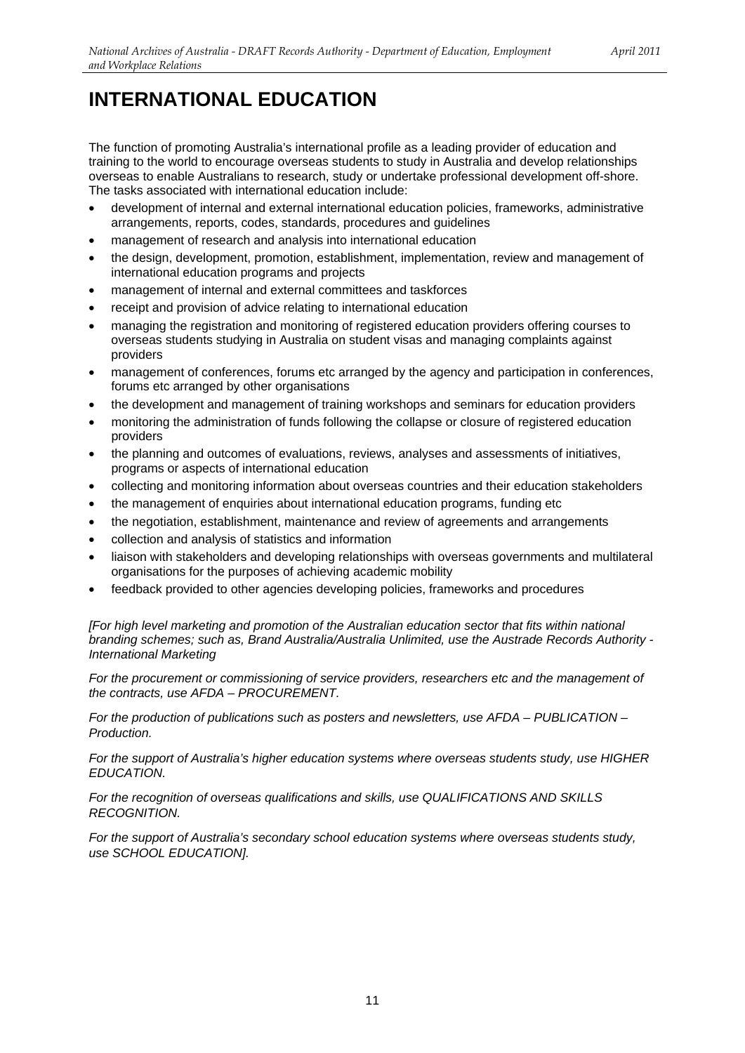# INTERNATIONAL EDUCATION

The function of promoting Australia's international profile as a leading provider of education and training to the world to encourage overseas students to study in Australia and develop relationships overseas to enable Australians to research, study or undertake professional development off-shore. The tasks associated with international education include:

- development of internal and external international education policies, frameworks, administrative arrangements, reports, codes, standards, procedures and guidelines
- management of research and analysis into international education
- the design, development, promotion, establishment, implementation, review and management of international education programs and projects
- management of internal and external committees and taskforces
- receipt and provision of advice relating to international education
- managing the registration and monitoring of registered education providers offering courses to overseas students studying in Australia on student visas and managing complaints against providers
- management of conferences, forums etc arranged by the agency and participation in conferences, forums etc arranged by other organisations
- the development and management of training workshops and seminars for education providers
- monitoring the administration of funds following the collapse or closure of registered education providers
- the planning and outcomes of evaluations, reviews, analyses and assessments of initiatives, programs or aspects of international education
- collecting and monitoring information about overseas countries and their education stakeholders
- the management of enquiries about international education programs, funding etc
- the negotiation, establishment, maintenance and review of agreements and arrangements
- collection and analysis of statistics and information
- liaison with stakeholders and developing relationships with overseas governments and multilateral organisations for the purposes of achieving academic mobility
- feedback provided to other agencies developing policies, frameworks and procedures

*[For high level marketing and promotion of the Australian education sector that fits within national branding schemes; such as, Brand Australia/Australia Unlimited, use the Austrade Records Authority - International Marketing*

*For the procurement or commissioning of service providers, researchers etc and the management of the contracts, use AFDA – PROCUREMENT.*

*For the production of publications such as posters and newsletters, use AFDA – PUBLICATION – Production.*

*For the support of Australia's higher education systems where overseas students study, use HIGHER EDUCATION.*

*For the recognition of overseas qualifications and skills, use QUALIFICATIONS AND SKILLS RECOGNITION.*

*For the support of Australia's secondary school education systems where overseas students study, use SCHOOL EDUCATION].*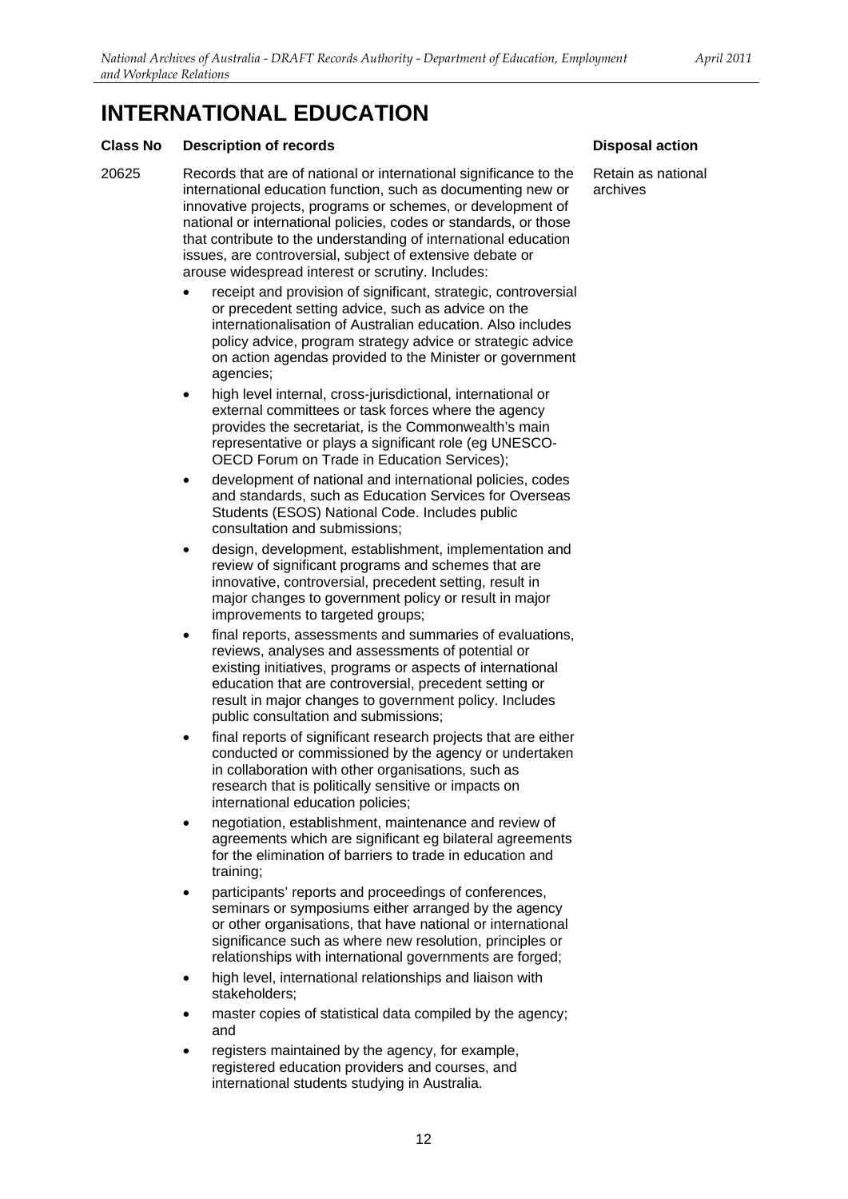# INTERNATIONAL EDUCATION

| Class No | Description of records | Disposal action |
| --- | --- | --- |
| 20625 | Records that are of national or international significance to the international education function, such as documenting new or innovative projects, programs or schemes, or development of national or international policies, codes or standards, or those that contribute to the understanding of international education issues, are controversial, subject of extensive debate or arouse widespread interest or scrutiny. Includes:<br><br>• receipt and provision of significant, strategic, controversial or precedent setting advice, such as advice on the internationalisation of Australian education. Also includes policy advice, program strategy advice or strategic advice on action agendas provided to the Minister or government agencies;<br><br>• high level internal, cross-jurisdictional, international or external committees or task forces where the agency provides the secretariat, is the Commonwealth's main representative or plays a significant role (eg UNESCO-OECD Forum on Trade in Education Services);<br><br>• development of national and international policies, codes and standards, such as Education Services for Overseas Students (ESOS) National Code. Includes public consultation and submissions;<br><br>• design, development, establishment, implementation and review of significant programs and schemes that are innovative, controversial, precedent setting, result in major changes to government policy or result in major improvements to targeted groups;<br><br>• final reports, assessments and summaries of evaluations, reviews, analyses and assessments of potential or existing initiatives, programs or aspects of international education that are controversial, precedent setting or result in major changes to government policy. Includes public consultation and submissions;<br><br>• final reports of significant research projects that are either conducted or commissioned by the agency or undertaken in collaboration with other organisations, such as research that is politically sensitive or impacts on international education policies;<br><br>• negotiation, establishment, maintenance and review of agreements which are significant eg bilateral agreements for the elimination of barriers to trade in education and training;<br><br>• participants' reports and proceedings of conferences, seminars or symposiums either arranged by the agency or other organisations, that have national or international significance such as where new resolution, principles or relationships with international governments are forged;<br><br>• high level, international relationships and liaison with stakeholders;<br><br>• master copies of statistical data compiled by the agency; and<br><br>• registers maintained by the agency, for example, registered education providers and courses, and international students studying in Australia. | Retain as national archives |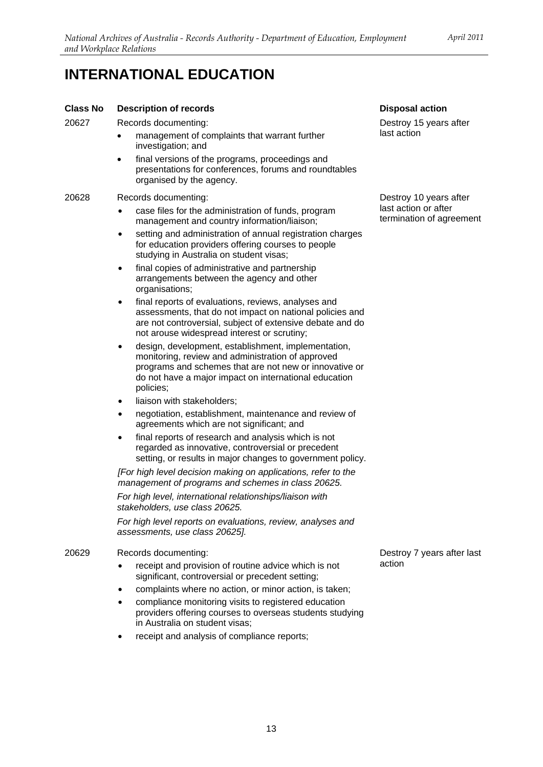# INTERNATIONAL EDUCATION

| Class No | Description of records | Disposal action |
|---|---|---|
| 20627 | Records documenting:<br>• management of complaints that warrant further investigation; and<br>• final versions of the programs, proceedings and presentations for conferences, forums and roundtables organised by the agency. | Destroy 15 years after last action |
| 20628 | Records documenting:<br>• case files for the administration of funds, program management and country information/liaison;<br>• setting and administration of annual registration charges for education providers offering courses to people studying in Australia on student visas;<br>• final copies of administrative and partnership arrangements between the agency and other organisations;<br>• final reports of evaluations, reviews, analyses and assessments, that do not impact on national policies and are not controversial, subject of extensive debate and do not arouse widespread interest or scrutiny;<br>• design, development, establishment, implementation, monitoring, review and administration of approved programs and schemes that are not new or innovative or do not have a major impact on international education policies;<br>• liaison with stakeholders;<br>• negotiation, establishment, maintenance and review of agreements which are not significant; and<br>• final reports of research and analysis which is not regarded as innovative, controversial or precedent setting, or results in major changes to government policy.<br>*[For high level decision making on applications, refer to the management of programs and schemes in class 20625.*<br>*For high level, international relationships/liaison with stakeholders, use class 20625.*<br>*For high level reports on evaluations, review, analyses and assessments, use class 20625].* | Destroy 10 years after last action or after termination of agreement |
| 20629 | Records documenting:<br>• receipt and provision of routine advice which is not significant, controversial or precedent setting;<br>• complaints where no action, or minor action, is taken;<br>• compliance monitoring visits to registered education providers offering courses to overseas students studying in Australia on student visas;<br>• receipt and analysis of compliance reports; | Destroy 7 years after last action |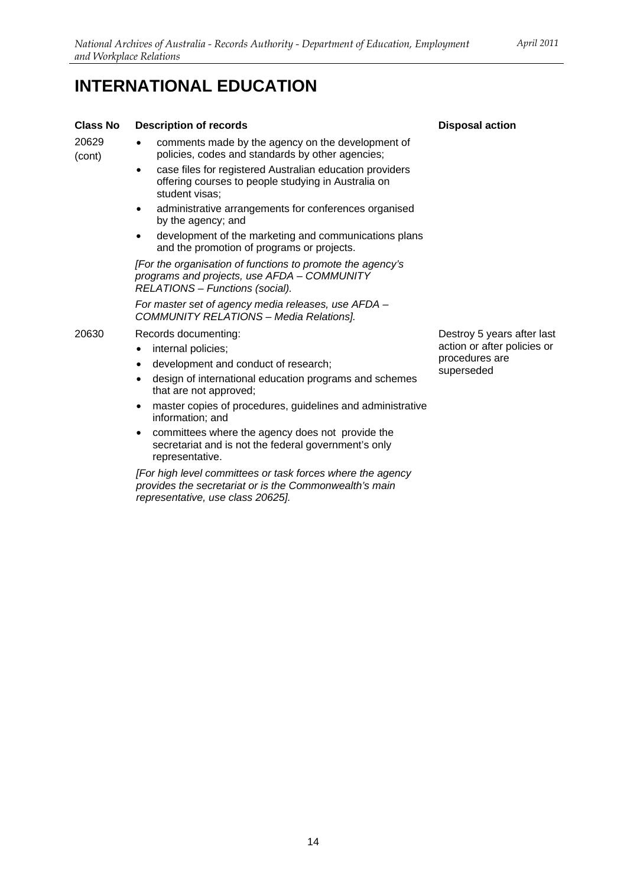# INTERNATIONAL EDUCATION

| Class No | Description of records | Disposal action |
| --- | --- | --- |
| 20629 (cont) | • comments made by the agency on the development of policies, codes and standards by other agencies;<br>• case files for registered Australian education providers offering courses to people studying in Australia on student visas;<br>• administrative arrangements for conferences organised by the agency; and<br>• development of the marketing and communications plans and the promotion of programs or projects.<br>*[For the organisation of functions to promote the agency's programs and projects, use AFDA – COMMUNITY RELATIONS – Functions (social).*<br>*For master set of agency media releases, use AFDA – COMMUNITY RELATIONS – Media Relations].* | |
| 20630 | Records documenting:<br>• internal policies;<br>• development and conduct of research;<br>• design of international education programs and schemes that are not approved;<br>• master copies of procedures, guidelines and administrative information; and<br>• committees where the agency does not provide the secretariat and is not the federal government's only representative.<br>*[For high level committees or task forces where the agency provides the secretariat or is the Commonwealth's main representative, use class 20625].* | Destroy 5 years after last action or after policies or procedures are superseded |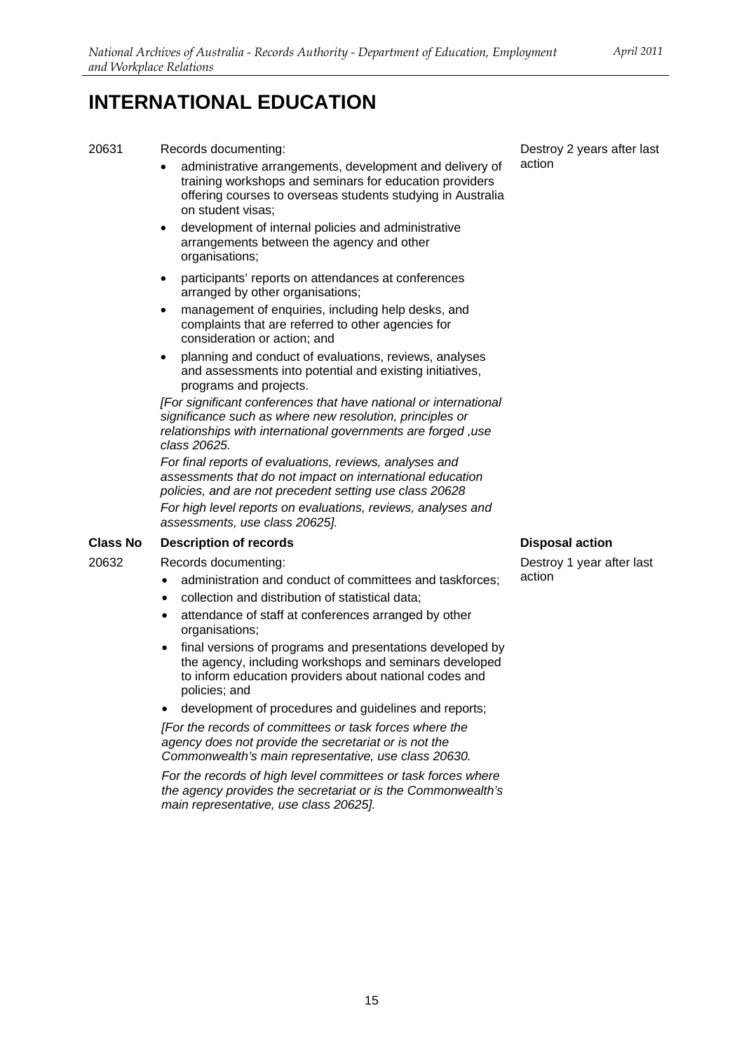# INTERNATIONAL EDUCATION

| Class No | Description of records | Disposal action |
|---|---|---|
| 20631 | Records documenting:<br>• administrative arrangements, development and delivery of training workshops and seminars for education providers offering courses to overseas students studying in Australia on student visas;<br>• development of internal policies and administrative arrangements between the agency and other organisations;<br>• participants' reports on attendances at conferences arranged by other organisations;<br>• management of enquiries, including help desks, and complaints that are referred to other agencies for consideration or action; and<br>• planning and conduct of evaluations, reviews, analyses and assessments into potential and existing initiatives, programs and projects.<br>*[For significant conferences that have national or international significance such as where new resolution, principles or relationships with international governments are forged ,use class 20625.*<br>*For final reports of evaluations, reviews, analyses and assessments that do not impact on international education policies, and are not precedent setting use class 20628*<br>*For high level reports on evaluations, reviews, analyses and assessments, use class 20625].* | Destroy 2 years after last action |
| 20632 | Records documenting:<br>• administration and conduct of committees and taskforces;<br>• collection and distribution of statistical data;<br>• attendance of staff at conferences arranged by other organisations;<br>• final versions of programs and presentations developed by the agency, including workshops and seminars developed to inform education providers about national codes and policies; and<br>• development of procedures and guidelines and reports;<br>*[For the records of committees or task forces where the agency does not provide the secretariat or is not the Commonwealth's main representative, use class 20630.*<br>*For the records of high level committees or task forces where the agency provides the secretariat or is the Commonwealth's main representative, use class 20625].* | Destroy 1 year after last action |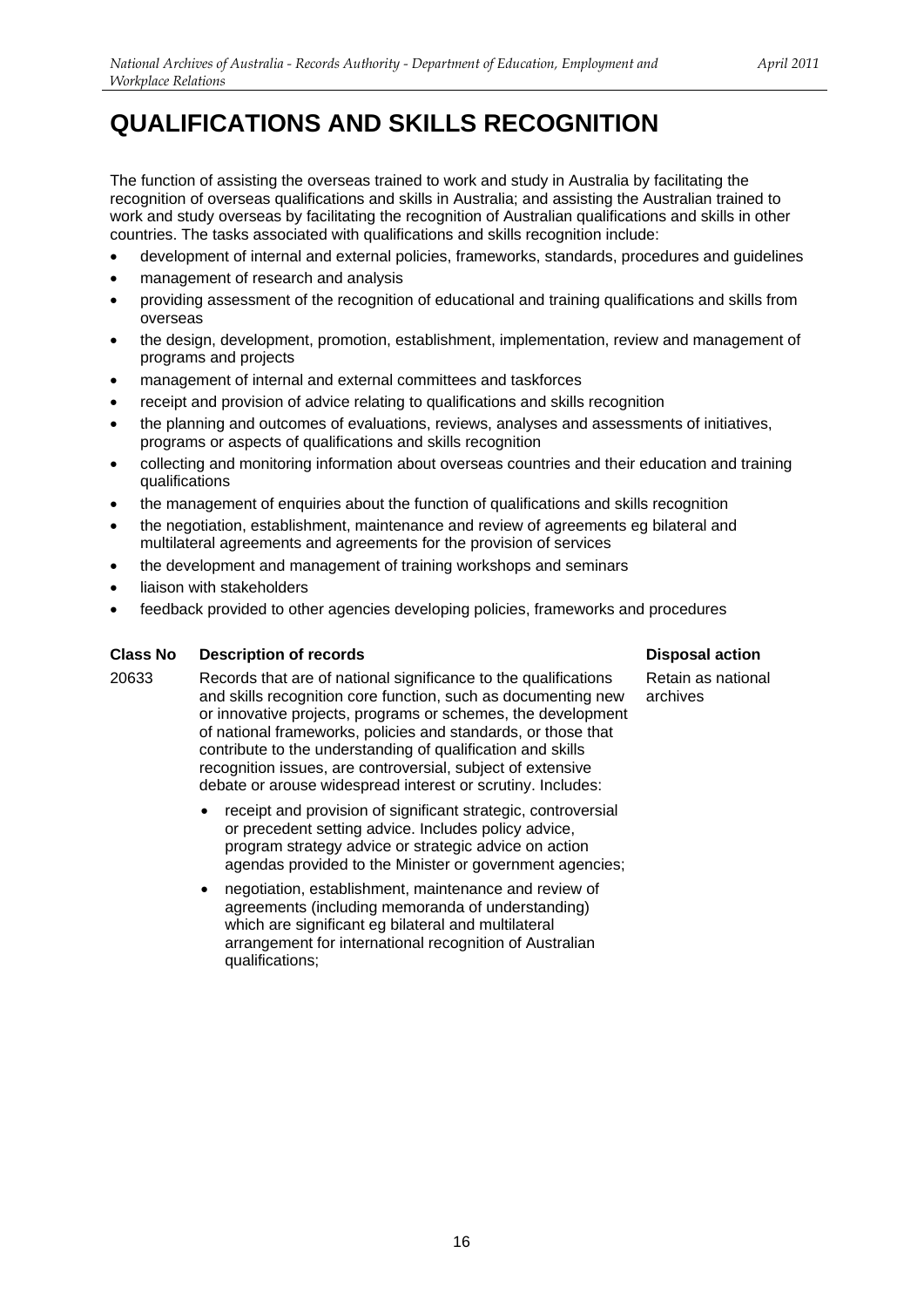# QUALIFICATIONS AND SKILLS RECOGNITION

The function of assisting the overseas trained to work and study in Australia by facilitating the recognition of overseas qualifications and skills in Australia; and assisting the Australian trained to work and study overseas by facilitating the recognition of Australian qualifications and skills in other countries. The tasks associated with qualifications and skills recognition include:

- development of internal and external policies, frameworks, standards, procedures and guidelines
- management of research and analysis
- providing assessment of the recognition of educational and training qualifications and skills from overseas
- the design, development, promotion, establishment, implementation, review and management of programs and projects
- management of internal and external committees and taskforces
- receipt and provision of advice relating to qualifications and skills recognition
- the planning and outcomes of evaluations, reviews, analyses and assessments of initiatives, programs or aspects of qualifications and skills recognition
- collecting and monitoring information about overseas countries and their education and training qualifications
- the management of enquiries about the function of qualifications and skills recognition
- the negotiation, establishment, maintenance and review of agreements eg bilateral and multilateral agreements and agreements for the provision of services
- the development and management of training workshops and seminars
- liaison with stakeholders
- feedback provided to other agencies developing policies, frameworks and procedures

| Class No | Description of records | Disposal action |
|---|---|---|
| 20633 | Records that are of national significance to the qualifications and skills recognition core function, such as documenting new or innovative projects, programs or schemes, the development of national frameworks, policies and standards, or those that contribute to the understanding of qualification and skills recognition issues, are controversial, subject of extensive debate or arouse widespread interest or scrutiny. Includes:<br>• receipt and provision of significant strategic, controversial or precedent setting advice. Includes policy advice, program strategy advice or strategic advice on action agendas provided to the Minister or government agencies;<br>• negotiation, establishment, maintenance and review of agreements (including memoranda of understanding) which are significant eg bilateral and multilateral arrangement for international recognition of Australian qualifications; | Retain as national archives |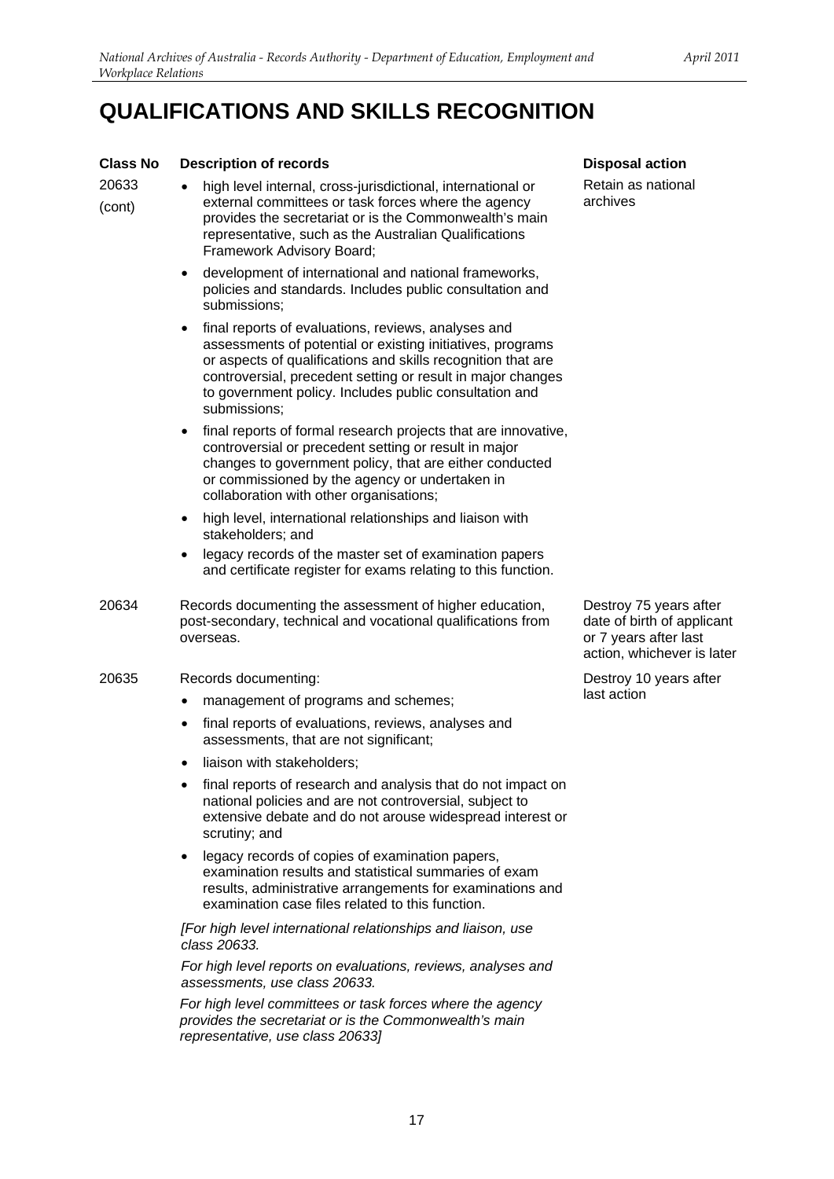# QUALIFICATIONS AND SKILLS RECOGNITION

| Class No | Description of records | Disposal action |
|---|---|---|
| 20633 (cont) | • high level internal, cross-jurisdictional, international or external committees or task forces where the agency provides the secretariat or is the Commonwealth's main representative, such as the Australian Qualifications Framework Advisory Board;<br>• development of international and national frameworks, policies and standards. Includes public consultation and submissions;<br>• final reports of evaluations, reviews, analyses and assessments of potential or existing initiatives, programs or aspects of qualifications and skills recognition that are controversial, precedent setting or result in major changes to government policy. Includes public consultation and submissions;<br>• final reports of formal research projects that are innovative, controversial or precedent setting or result in major changes to government policy, that are either conducted or commissioned by the agency or undertaken in collaboration with other organisations;<br>• high level, international relationships and liaison with stakeholders; and<br>• legacy records of the master set of examination papers and certificate register for exams relating to this function. | Retain as national archives |
| 20634 | Records documenting the assessment of higher education, post-secondary, technical and vocational qualifications from overseas. | Destroy 75 years after date of birth of applicant or 7 years after last action, whichever is later |
| 20635 | Records documenting:<br>• management of programs and schemes;<br>• final reports of evaluations, reviews, analyses and assessments, that are not significant;<br>• liaison with stakeholders;<br>• final reports of research and analysis that do not impact on national policies and are not controversial, subject to extensive debate and do not arouse widespread interest or scrutiny; and<br>• legacy records of copies of examination papers, examination results and statistical summaries of exam results, administrative arrangements for examinations and examination case files related to this function.<br>*[For high level international relationships and liaison, use class 20633.*<br>*For high level reports on evaluations, reviews, analyses and assessments, use class 20633.*<br>*For high level committees or task forces where the agency provides the secretariat or is the Commonwealth's main representative, use class 20633]* | Destroy 10 years after last action |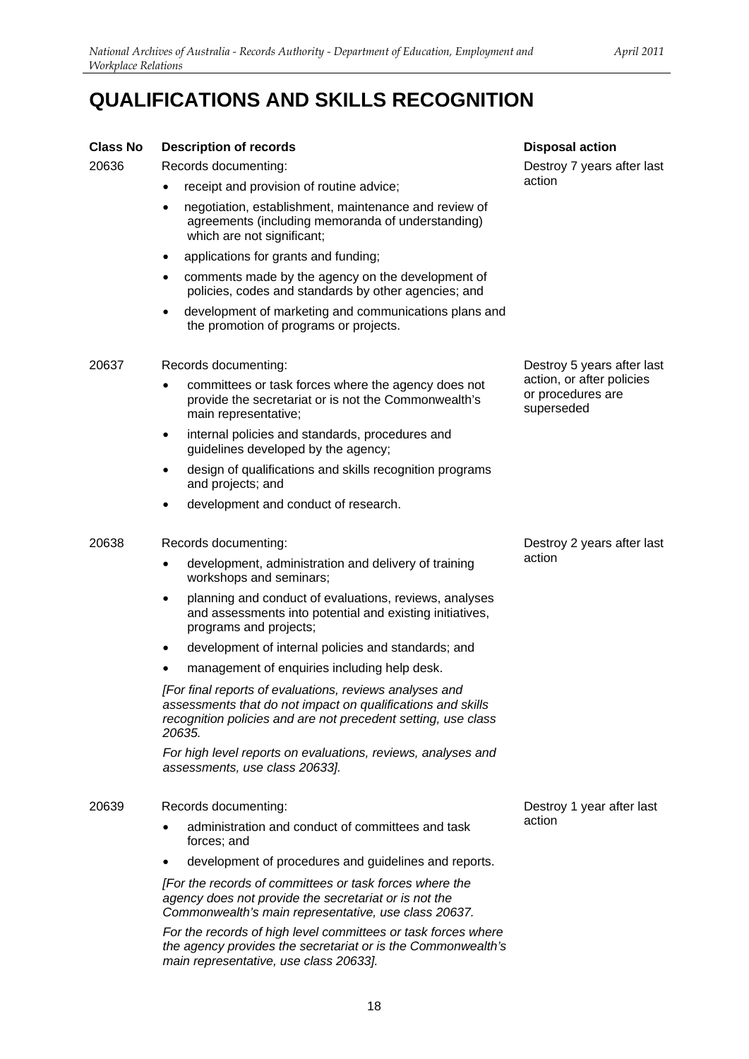# QUALIFICATIONS AND SKILLS RECOGNITION

| Class No | Description of records | Disposal action |
|---|---|---|
| 20636 | Records documenting:<br>• receipt and provision of routine advice;<br>• negotiation, establishment, maintenance and review of agreements (including memoranda of understanding) which are not significant;<br>• applications for grants and funding;<br>• comments made by the agency on the development of policies, codes and standards by other agencies; and<br>• development of marketing and communications plans and the promotion of programs or projects. | Destroy 7 years after last action |
| 20637 | Records documenting:<br>• committees or task forces where the agency does not provide the secretariat or is not the Commonwealth's main representative;<br>• internal policies and standards, procedures and guidelines developed by the agency;<br>• design of qualifications and skills recognition programs and projects; and<br>• development and conduct of research. | Destroy 5 years after last action, or after policies or procedures are superseded |
| 20638 | Records documenting:<br>• development, administration and delivery of training workshops and seminars;<br>• planning and conduct of evaluations, reviews, analyses and assessments into potential and existing initiatives, programs and projects;<br>• development of internal policies and standards; and<br>• management of enquiries including help desk.<br>*[For final reports of evaluations, reviews analyses and assessments that do not impact on qualifications and skills recognition policies and are not precedent setting, use class 20635.*<br>*For high level reports on evaluations, reviews, analyses and assessments, use class 20633].* | Destroy 2 years after last action |
| 20639 | Records documenting:<br>• administration and conduct of committees and task forces; and<br>• development of procedures and guidelines and reports.<br>*[For the records of committees or task forces where the agency does not provide the secretariat or is not the Commonwealth's main representative, use class 20637.*<br>*For the records of high level committees or task forces where the agency provides the secretariat or is the Commonwealth's main representative, use class 20633].* | Destroy 1 year after last action |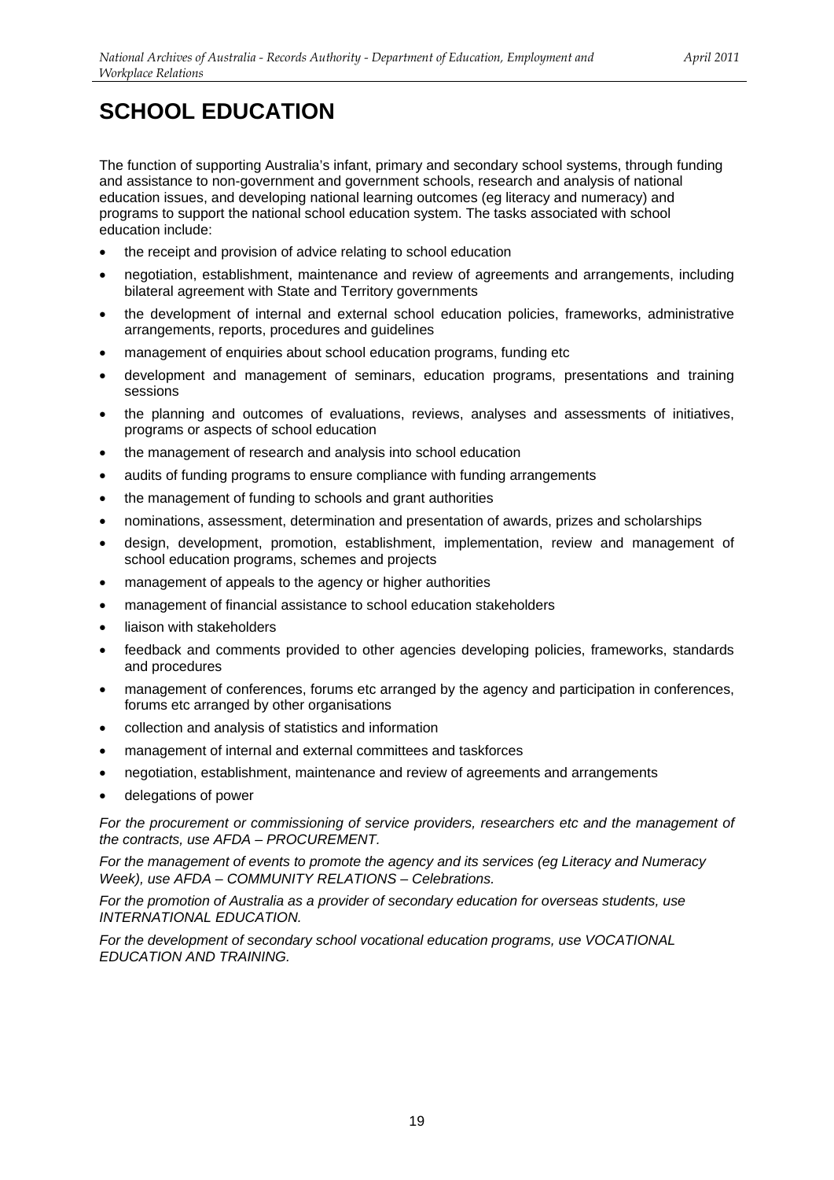# SCHOOL EDUCATION

The function of supporting Australia's infant, primary and secondary school systems, through funding and assistance to non-government and government schools, research and analysis of national education issues, and developing national learning outcomes (eg literacy and numeracy) and programs to support the national school education system. The tasks associated with school education include:

- the receipt and provision of advice relating to school education
- negotiation, establishment, maintenance and review of agreements and arrangements, including bilateral agreement with State and Territory governments
- the development of internal and external school education policies, frameworks, administrative arrangements, reports, procedures and guidelines
- management of enquiries about school education programs, funding etc
- development and management of seminars, education programs, presentations and training sessions
- the planning and outcomes of evaluations, reviews, analyses and assessments of initiatives, programs or aspects of school education
- the management of research and analysis into school education
- audits of funding programs to ensure compliance with funding arrangements
- the management of funding to schools and grant authorities
- nominations, assessment, determination and presentation of awards, prizes and scholarships
- design, development, promotion, establishment, implementation, review and management of school education programs, schemes and projects
- management of appeals to the agency or higher authorities
- management of financial assistance to school education stakeholders
- liaison with stakeholders
- feedback and comments provided to other agencies developing policies, frameworks, standards and procedures
- management of conferences, forums etc arranged by the agency and participation in conferences, forums etc arranged by other organisations
- collection and analysis of statistics and information
- management of internal and external committees and taskforces
- negotiation, establishment, maintenance and review of agreements and arrangements
- delegations of power

*For the procurement or commissioning of service providers, researchers etc and the management of the contracts, use AFDA – PROCUREMENT.*

*For the management of events to promote the agency and its services (eg Literacy and Numeracy Week), use AFDA – COMMUNITY RELATIONS – Celebrations.*

*For the promotion of Australia as a provider of secondary education for overseas students, use INTERNATIONAL EDUCATION.*

*For the development of secondary school vocational education programs, use VOCATIONAL EDUCATION AND TRAINING.*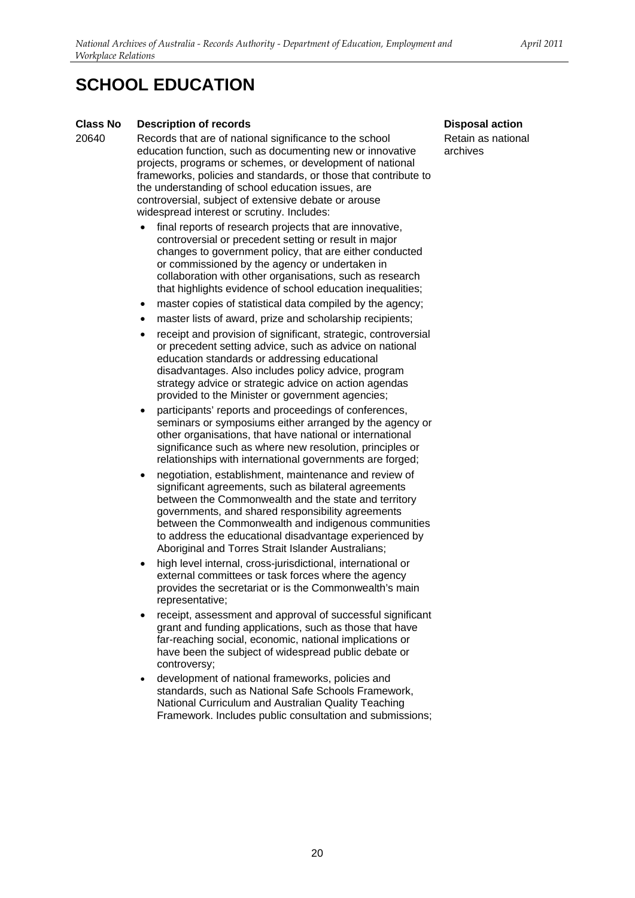# SCHOOL EDUCATION

| Class No | Description of records | Disposal action |
| --- | --- | --- |
| 20640 | Records that are of national significance to the school education function, such as documenting new or innovative projects, programs or schemes, or development of national frameworks, policies and standards, or those that contribute to the understanding of school education issues, are controversial, subject of extensive debate or arouse widespread interest or scrutiny. Includes:<br>• final reports of research projects that are innovative, controversial or precedent setting or result in major changes to government policy, that are either conducted or commissioned by the agency or undertaken in collaboration with other organisations, such as research that highlights evidence of school education inequalities;<br>• master copies of statistical data compiled by the agency;<br>• master lists of award, prize and scholarship recipients;<br>• receipt and provision of significant, strategic, controversial or precedent setting advice, such as advice on national education standards or addressing educational disadvantages. Also includes policy advice, program strategy advice or strategic advice on action agendas provided to the Minister or government agencies;<br>• participants' reports and proceedings of conferences, seminars or symposiums either arranged by the agency or other organisations, that have national or international significance such as where new resolution, principles or relationships with international governments are forged;<br>• negotiation, establishment, maintenance and review of significant agreements, such as bilateral agreements between the Commonwealth and the state and territory governments, and shared responsibility agreements between the Commonwealth and indigenous communities to address the educational disadvantage experienced by Aboriginal and Torres Strait Islander Australians;<br>• high level internal, cross-jurisdictional, international or external committees or task forces where the agency provides the secretariat or is the Commonwealth's main representative;<br>• receipt, assessment and approval of successful significant grant and funding applications, such as those that have far-reaching social, economic, national implications or have been the subject of widespread public debate or controversy;<br>• development of national frameworks, policies and standards, such as National Safe Schools Framework, National Curriculum and Australian Quality Teaching Framework. Includes public consultation and submissions; | Retain as national archives |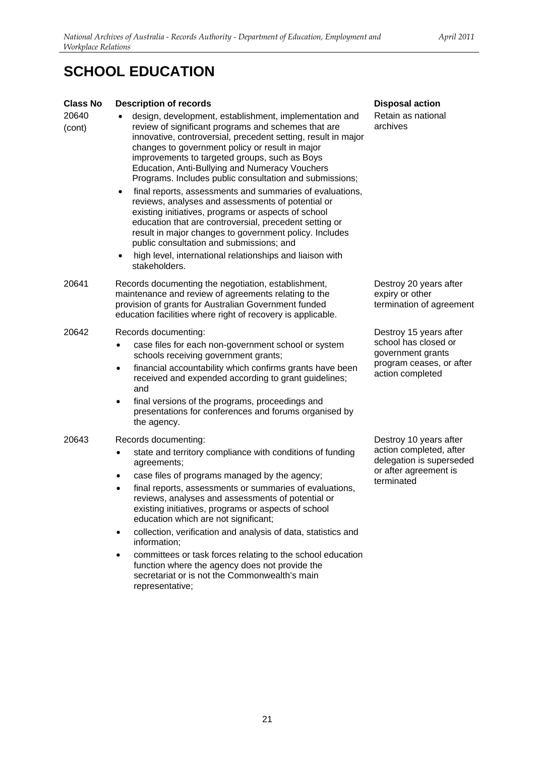# SCHOOL EDUCATION

| Class No | Description of records | Disposal action |
|---|---|---|
| 20640 (cont) | • design, development, establishment, implementation and review of significant programs and schemes that are innovative, controversial, precedent setting, result in major changes to government policy or result in major improvements to targeted groups, such as Boys Education, Anti-Bullying and Numeracy Vouchers Programs. Includes public consultation and submissions;<br>• final reports, assessments and summaries of evaluations, reviews, analyses and assessments of potential or existing initiatives, programs or aspects of school education that are controversial, precedent setting or result in major changes to government policy. Includes public consultation and submissions; and<br>• high level, international relationships and liaison with stakeholders. | Retain as national archives |
| 20641 | Records documenting the negotiation, establishment, maintenance and review of agreements relating to the provision of grants for Australian Government funded education facilities where right of recovery is applicable. | Destroy 20 years after expiry or other termination of agreement |
| 20642 | Records documenting:<br>• case files for each non-government school or system schools receiving government grants;<br>• financial accountability which confirms grants have been received and expended according to grant guidelines; and<br>• final versions of the programs, proceedings and presentations for conferences and forums organised by the agency. | Destroy 15 years after school has closed or government grants program ceases, or after action completed |
| 20643 | Records documenting:<br>• state and territory compliance with conditions of funding agreements;<br>• case files of programs managed by the agency;<br>• final reports, assessments or summaries of evaluations, reviews, analyses and assessments of potential or existing initiatives, programs or aspects of school education which are not significant;<br>• collection, verification and analysis of data, statistics and information;<br>• committees or task forces relating to the school education function where the agency does not provide the secretariat or is not the Commonwealth's main representative; | Destroy 10 years after action completed, after delegation is superseded or after agreement is terminated |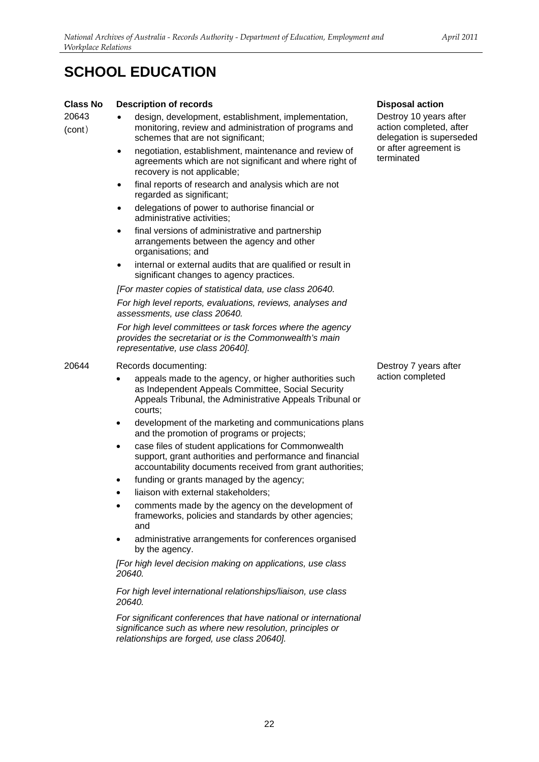# SCHOOL EDUCATION

| Class No | Description of records | Disposal action |
|---|---|---|
| 20643 (cont) | • design, development, establishment, implementation, monitoring, review and administration of programs and schemes that are not significant;<br>• negotiation, establishment, maintenance and review of agreements which are not significant and where right of recovery is not applicable;<br>• final reports of research and analysis which are not regarded as significant;<br>• delegations of power to authorise financial or administrative activities;<br>• final versions of administrative and partnership arrangements between the agency and other organisations; and<br>• internal or external audits that are qualified or result in significant changes to agency practices.<br>*[For master copies of statistical data, use class 20640.*<br>*For high level reports, evaluations, reviews, analyses and assessments, use class 20640.*<br>*For high level committees or task forces where the agency provides the secretariat or is the Commonwealth's main representative, use class 20640].* | Destroy 10 years after action completed, after delegation is superseded or after agreement is terminated |
| 20644 | Records documenting:<br>• appeals made to the agency, or higher authorities such as Independent Appeals Committee, Social Security Appeals Tribunal, the Administrative Appeals Tribunal or courts;<br>• development of the marketing and communications plans and the promotion of programs or projects;<br>• case files of student applications for Commonwealth support, grant authorities and performance and financial accountability documents received from grant authorities;<br>• funding or grants managed by the agency;<br>• liaison with external stakeholders;<br>• comments made by the agency on the development of frameworks, policies and standards by other agencies; and<br>• administrative arrangements for conferences organised by the agency.<br>*[For high level decision making on applications, use class 20640.*<br>*For high level international relationships/liaison, use class 20640.*<br>*For significant conferences that have national or international significance such as where new resolution, principles or relationships are forged, use class 20640].* | Destroy 7 years after action completed |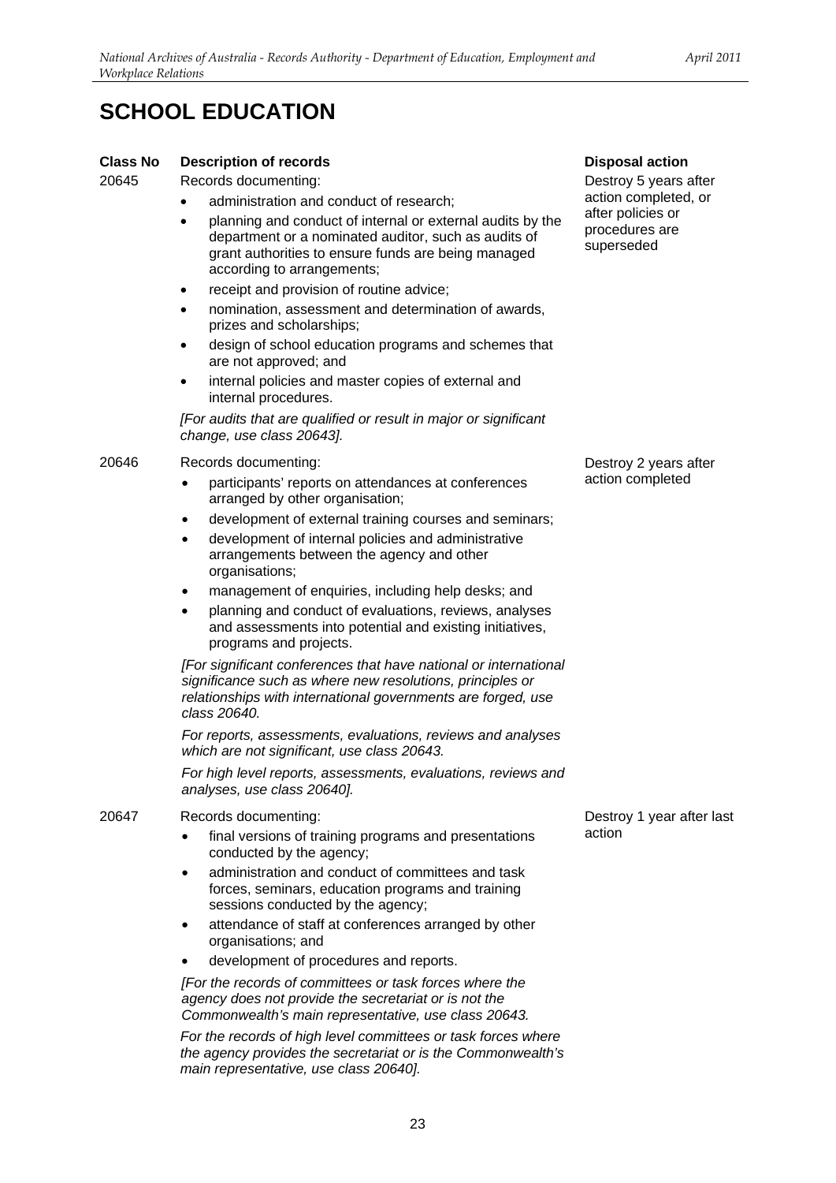# SCHOOL EDUCATION

| Class No | Description of records | Disposal action |
|---|---|---|
| 20645 | Records documenting:<br>• administration and conduct of research;<br>• planning and conduct of internal or external audits by the department or a nominated auditor, such as audits of grant authorities to ensure funds are being managed according to arrangements;<br>• receipt and provision of routine advice;<br>• nomination, assessment and determination of awards, prizes and scholarships;<br>• design of school education programs and schemes that are not approved; and<br>• internal policies and master copies of external and internal procedures.<br>*[For audits that are qualified or result in major or significant change, use class 20643].* | Destroy 5 years after action completed, or after policies or procedures are superseded |
| 20646 | Records documenting:<br>• participants' reports on attendances at conferences arranged by other organisation;<br>• development of external training courses and seminars;<br>• development of internal policies and administrative arrangements between the agency and other organisations;<br>• management of enquiries, including help desks; and<br>• planning and conduct of evaluations, reviews, analyses and assessments into potential and existing initiatives, programs and projects.<br>*[For significant conferences that have national or international significance such as where new resolutions, principles or relationships with international governments are forged, use class 20640.*<br>*For reports, assessments, evaluations, reviews and analyses which are not significant, use class 20643.*<br>*For high level reports, assessments, evaluations, reviews and analyses, use class 20640].* | Destroy 2 years after action completed |
| 20647 | Records documenting:<br>• final versions of training programs and presentations conducted by the agency;<br>• administration and conduct of committees and task forces, seminars, education programs and training sessions conducted by the agency;<br>• attendance of staff at conferences arranged by other organisations; and<br>• development of procedures and reports.<br>*[For the records of committees or task forces where the agency does not provide the secretariat or is not the Commonwealth's main representative, use class 20643.*<br>*For the records of high level committees or task forces where the agency provides the secretariat or is the Commonwealth's main representative, use class 20640].* | Destroy 1 year after last action |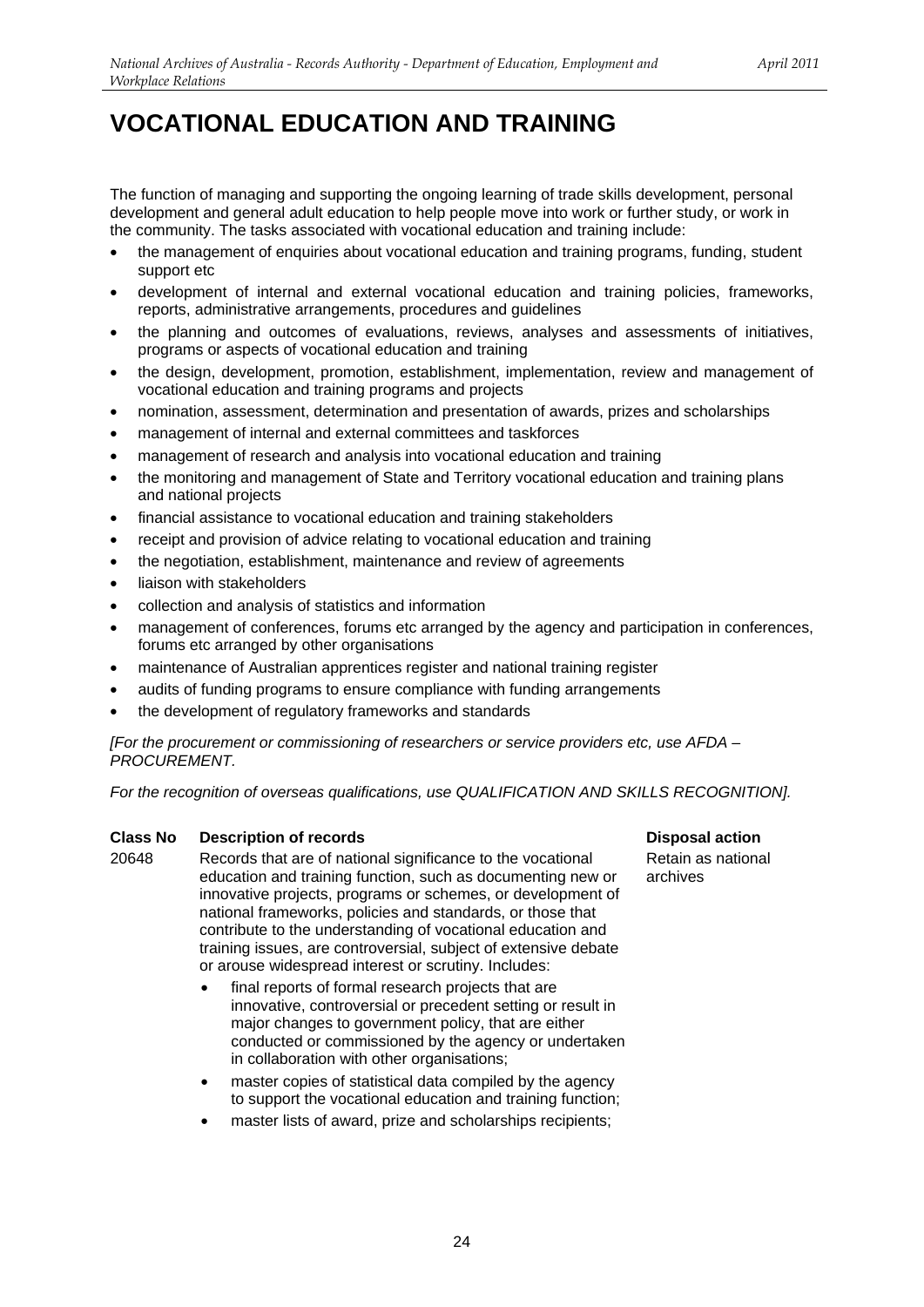# VOCATIONAL EDUCATION AND TRAINING

The function of managing and supporting the ongoing learning of trade skills development, personal development and general adult education to help people move into work or further study, or work in the community. The tasks associated with vocational education and training include:

- the management of enquiries about vocational education and training programs, funding, student support etc
- development of internal and external vocational education and training policies, frameworks, reports, administrative arrangements, procedures and guidelines
- the planning and outcomes of evaluations, reviews, analyses and assessments of initiatives, programs or aspects of vocational education and training
- the design, development, promotion, establishment, implementation, review and management of vocational education and training programs and projects
- nomination, assessment, determination and presentation of awards, prizes and scholarships
- management of internal and external committees and taskforces
- management of research and analysis into vocational education and training
- the monitoring and management of State and Territory vocational education and training plans and national projects
- financial assistance to vocational education and training stakeholders
- receipt and provision of advice relating to vocational education and training
- the negotiation, establishment, maintenance and review of agreements
- liaison with stakeholders
- collection and analysis of statistics and information
- management of conferences, forums etc arranged by the agency and participation in conferences, forums etc arranged by other organisations
- maintenance of Australian apprentices register and national training register
- audits of funding programs to ensure compliance with funding arrangements
- the development of regulatory frameworks and standards

*[For the procurement or commissioning of researchers or service providers etc, use AFDA – PROCUREMENT.*

*For the recognition of overseas qualifications, use QUALIFICATION AND SKILLS RECOGNITION].*

| Class No | Description of records | Disposal action |
|---|---|---|
| 20648 | Records that are of national significance to the vocational education and training function, such as documenting new or innovative projects, programs or schemes, or development of national frameworks, policies and standards, or those that contribute to the understanding of vocational education and training issues, are controversial, subject of extensive debate or arouse widespread interest or scrutiny. Includes:<br>• final reports of formal research projects that are innovative, controversial or precedent setting or result in major changes to government policy, that are either conducted or commissioned by the agency or undertaken in collaboration with other organisations;<br>• master copies of statistical data compiled by the agency to support the vocational education and training function;<br>• master lists of award, prize and scholarships recipients; | Retain as national archives |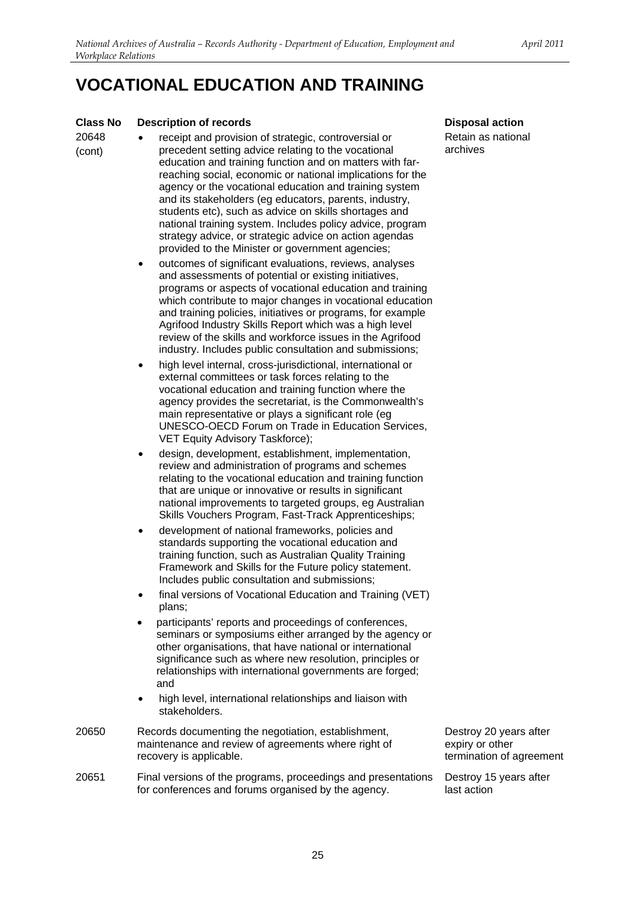# VOCATIONAL EDUCATION AND TRAINING

| Class No | Description of records | Disposal action |
|---|---|---|
| 20648 (cont) | • receipt and provision of strategic, controversial or precedent setting advice relating to the vocational education and training function and on matters with far-reaching social, economic or national implications for the agency or the vocational education and training system and its stakeholders (eg educators, parents, industry, students etc), such as advice on skills shortages and national training system. Includes policy advice, program strategy advice, or strategic advice on action agendas provided to the Minister or government agencies;<br>• outcomes of significant evaluations, reviews, analyses and assessments of potential or existing initiatives, programs or aspects of vocational education and training which contribute to major changes in vocational education and training policies, initiatives or programs, for example Agrifood Industry Skills Report which was a high level review of the skills and workforce issues in the Agrifood industry. Includes public consultation and submissions;<br>• high level internal, cross-jurisdictional, international or external committees or task forces relating to the vocational education and training function where the agency provides the secretariat, is the Commonwealth's main representative or plays a significant role (eg UNESCO-OECD Forum on Trade in Education Services, VET Equity Advisory Taskforce);<br>• design, development, establishment, implementation, review and administration of programs and schemes relating to the vocational education and training function that are unique or innovative or results in significant national improvements to targeted groups, eg Australian Skills Vouchers Program, Fast-Track Apprenticeships;<br>• development of national frameworks, policies and standards supporting the vocational education and training function, such as Australian Quality Training Framework and Skills for the Future policy statement. Includes public consultation and submissions;<br>• final versions of Vocational Education and Training (VET) plans;<br>• participants' reports and proceedings of conferences, seminars or symposiums either arranged by the agency or other organisations, that have national or international significance such as where new resolution, principles or relationships with international governments are forged; and<br>• high level, international relationships and liaison with stakeholders. | Retain as national archives |
| 20650 | Records documenting the negotiation, establishment, maintenance and review of agreements where right of recovery is applicable. | Destroy 20 years after expiry or other termination of agreement |
| 20651 | Final versions of the programs, proceedings and presentations for conferences and forums organised by the agency. | Destroy 15 years after last action |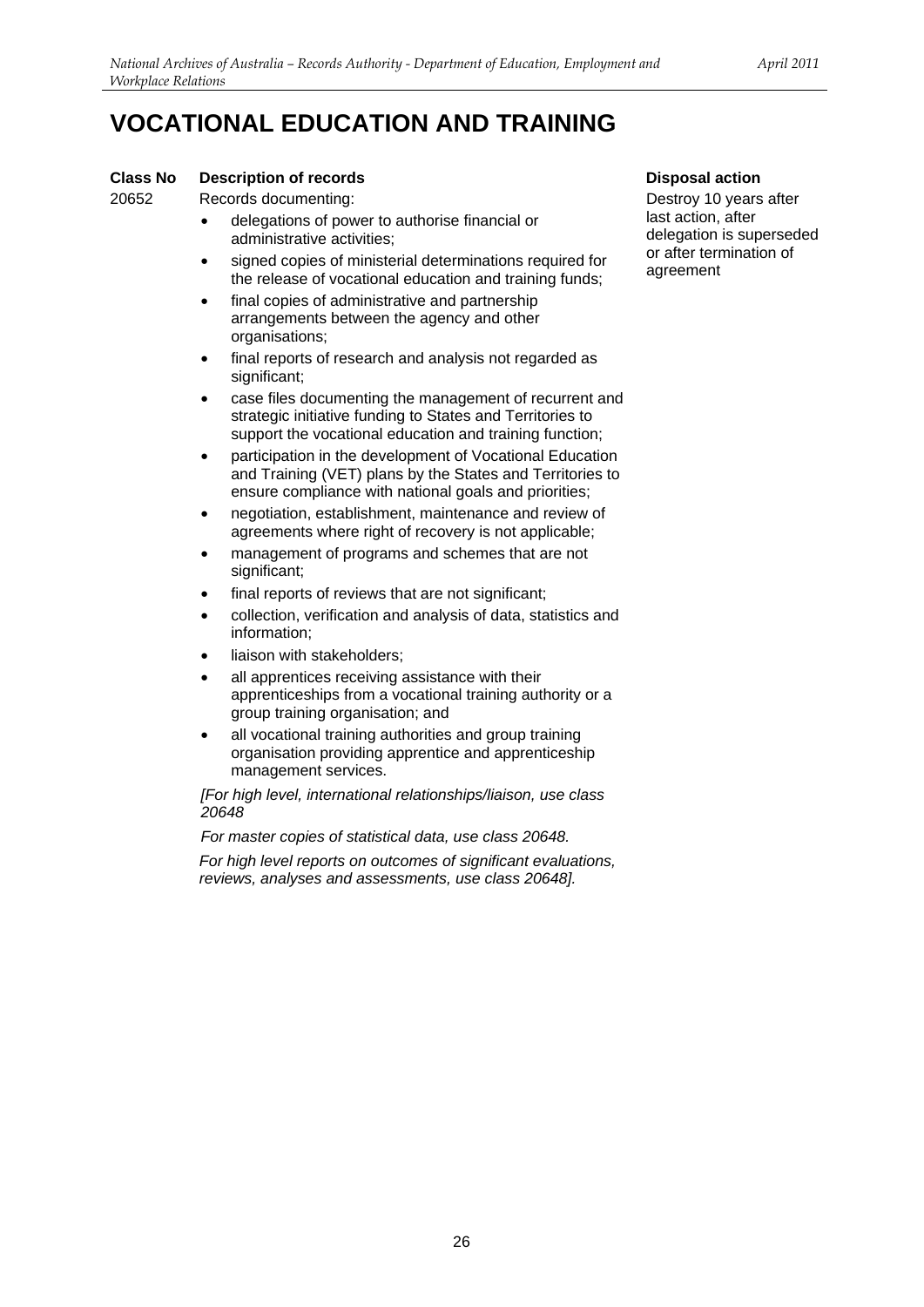# VOCATIONAL EDUCATION AND TRAINING

| Class No | Description of records | Disposal action |
|---|---|---|
| 20652 | Records documenting:<br>• delegations of power to authorise financial or administrative activities;<br>• signed copies of ministerial determinations required for the release of vocational education and training funds;<br>• final copies of administrative and partnership arrangements between the agency and other organisations;<br>• final reports of research and analysis not regarded as significant;<br>• case files documenting the management of recurrent and strategic initiative funding to States and Territories to support the vocational education and training function;<br>• participation in the development of Vocational Education and Training (VET) plans by the States and Territories to ensure compliance with national goals and priorities;<br>• negotiation, establishment, maintenance and review of agreements where right of recovery is not applicable;<br>• management of programs and schemes that are not significant;<br>• final reports of reviews that are not significant;<br>• collection, verification and analysis of data, statistics and information;<br>• liaison with stakeholders;<br>• all apprentices receiving assistance with their apprenticeships from a vocational training authority or a group training organisation; and<br>• all vocational training authorities and group training organisation providing apprentice and apprenticeship management services.<br><br>*[For high level, international relationships/liaison, use class 20648*<br><br>*For master copies of statistical data, use class 20648.*<br><br>*For high level reports on outcomes of significant evaluations, reviews, analyses and assessments, use class 20648].* | Destroy 10 years after last action, after delegation is superseded or after termination of agreement |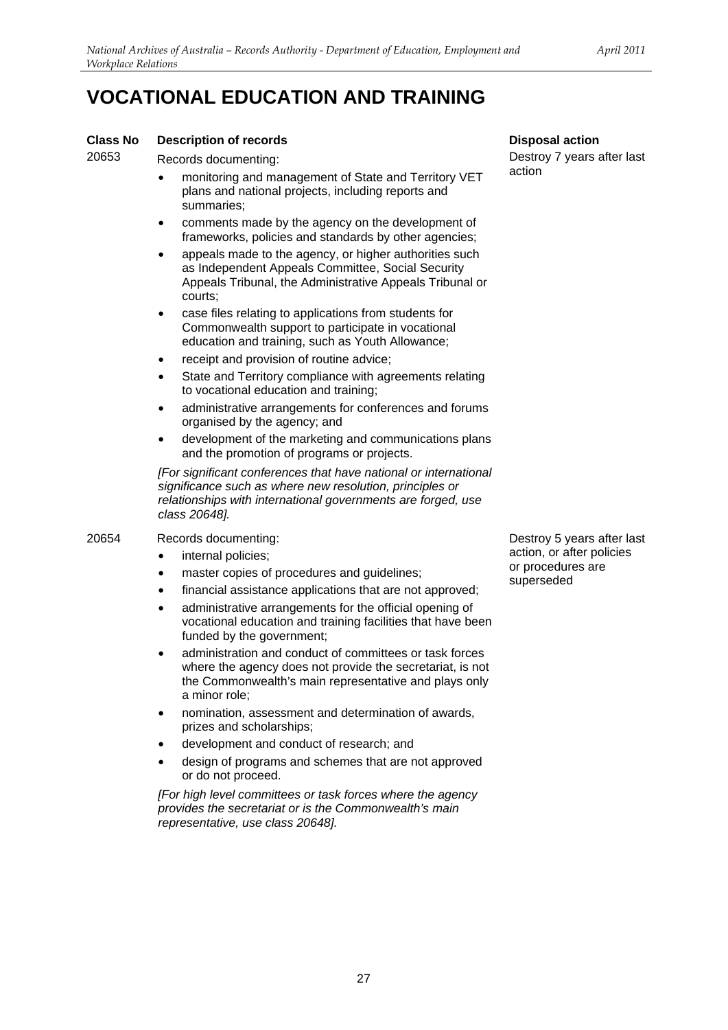# VOCATIONAL EDUCATION AND TRAINING

| Class No | Description of records | Disposal action |
|---|---|---|
| 20653 | Records documenting:<br>• monitoring and management of State and Territory VET plans and national projects, including reports and summaries;<br>• comments made by the agency on the development of frameworks, policies and standards by other agencies;<br>• appeals made to the agency, or higher authorities such as Independent Appeals Committee, Social Security Appeals Tribunal, the Administrative Appeals Tribunal or courts;<br>• case files relating to applications from students for Commonwealth support to participate in vocational education and training, such as Youth Allowance;<br>• receipt and provision of routine advice;<br>• State and Territory compliance with agreements relating to vocational education and training;<br>• administrative arrangements for conferences and forums organised by the agency; and<br>• development of the marketing and communications plans and the promotion of programs or projects.<br>*[For significant conferences that have national or international significance such as where new resolution, principles or relationships with international governments are forged, use class 20648].* | Destroy 7 years after last action |
| 20654 | Records documenting:<br>• internal policies;<br>• master copies of procedures and guidelines;<br>• financial assistance applications that are not approved;<br>• administrative arrangements for the official opening of vocational education and training facilities that have been funded by the government;<br>• administration and conduct of committees or task forces where the agency does not provide the secretariat, is not the Commonwealth's main representative and plays only a minor role;<br>• nomination, assessment and determination of awards, prizes and scholarships;<br>• development and conduct of research; and<br>• design of programs and schemes that are not approved or do not proceed.<br>*[For high level committees or task forces where the agency provides the secretariat or is the Commonwealth's main representative, use class 20648].* | Destroy 5 years after last action, or after policies or procedures are superseded |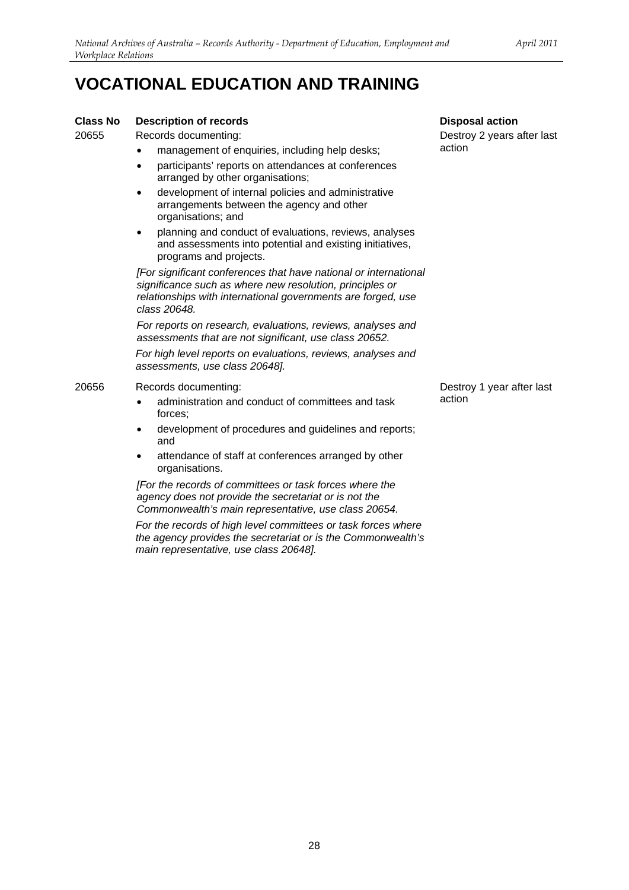# VOCATIONAL EDUCATION AND TRAINING

| Class No | Description of records | Disposal action |
|---|---|---|
| 20655 | Records documenting:<br>• management of enquiries, including help desks;<br>• participants' reports on attendances at conferences arranged by other organisations;<br>• development of internal policies and administrative arrangements between the agency and other organisations; and<br>• planning and conduct of evaluations, reviews, analyses and assessments into potential and existing initiatives, programs and projects.<br>*[For significant conferences that have national or international significance such as where new resolution, principles or relationships with international governments are forged, use class 20648.*<br>*For reports on research, evaluations, reviews, analyses and assessments that are not significant, use class 20652.*<br>*For high level reports on evaluations, reviews, analyses and assessments, use class 20648].* | Destroy 2 years after last action |
| 20656 | Records documenting:<br>• administration and conduct of committees and task forces;<br>• development of procedures and guidelines and reports; and<br>• attendance of staff at conferences arranged by other organisations.<br>*[For the records of committees or task forces where the agency does not provide the secretariat or is not the Commonwealth's main representative, use class 20654.*<br>*For the records of high level committees or task forces where the agency provides the secretariat or is the Commonwealth's main representative, use class 20648].* | Destroy 1 year after last action |